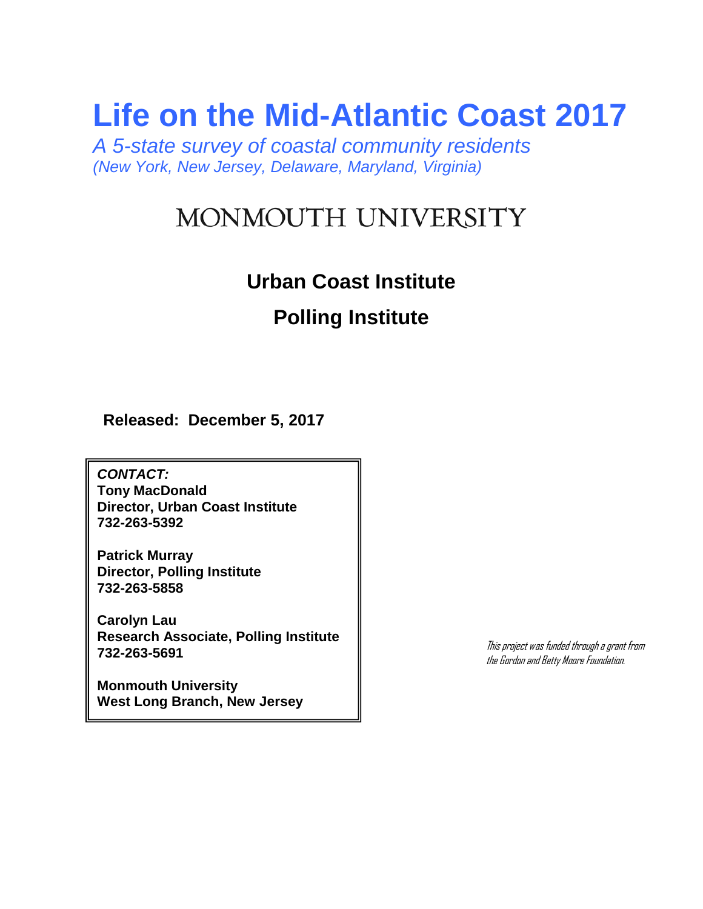# Life on the Mid-Atlantic Coast 2017

*A 5-state survey of coastal community residents*
*(New York, New Jersey, Delaware, Maryland, Virginia)*

MONMOUTH UNIVERSITY

## Urban Coast Institute

## Polling Institute

**Released: December 5, 2017**

***CONTACT:***
**Tony MacDonald**
**Director, Urban Coast Institute**
**732-263-5392**

**Patrick Murray**
**Director, Polling Institute**
**732-263-5858**

**Carolyn Lau**
**Research Associate, Polling Institute**
**732-263-5691**

**Monmouth University**
**West Long Branch, New Jersey**

*This project was funded through a grant from the Gordon and Betty Moore Foundation.*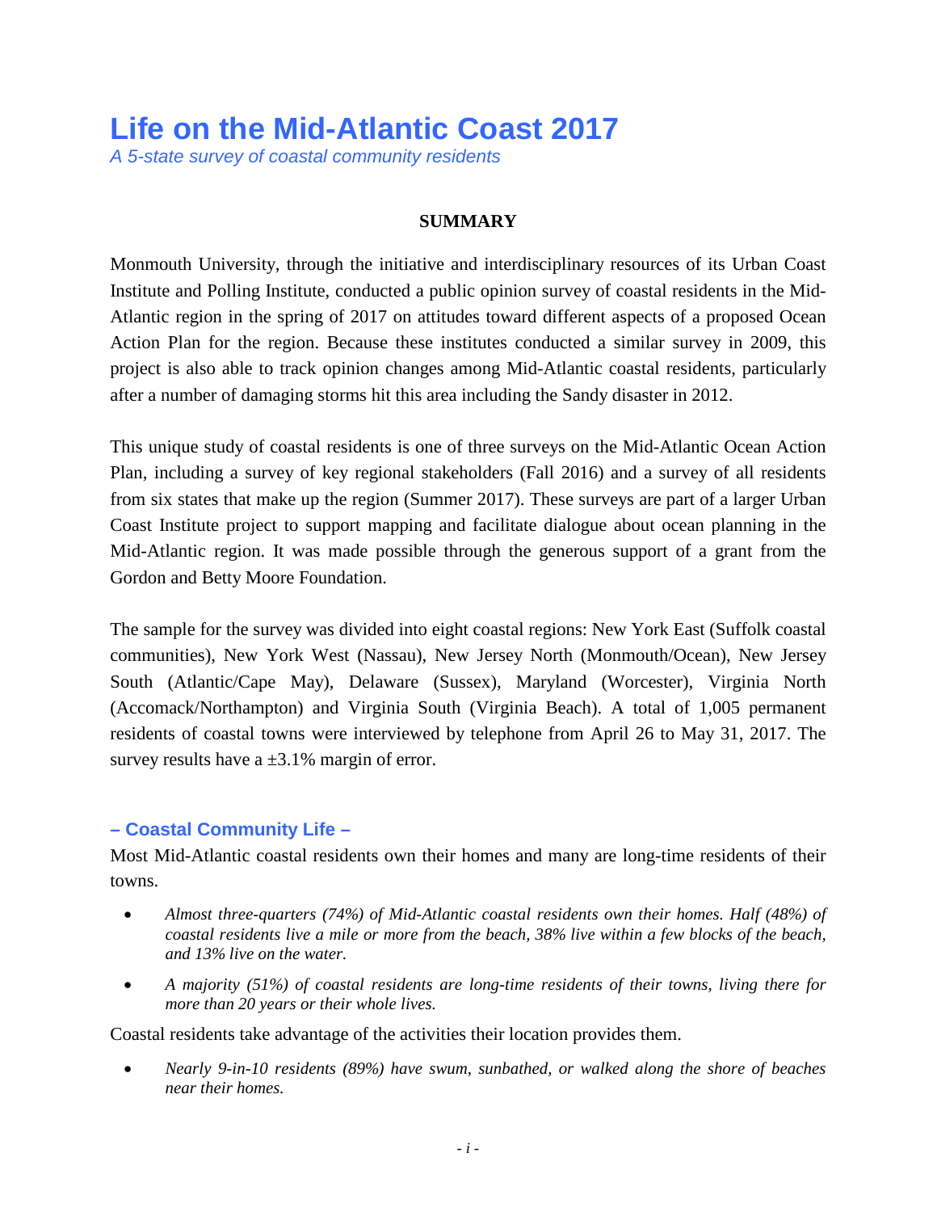# Life on the Mid-Atlantic Coast 2017

*A 5-state survey of coastal community residents*

## SUMMARY

Monmouth University, through the initiative and interdisciplinary resources of its Urban Coast Institute and Polling Institute, conducted a public opinion survey of coastal residents in the Mid-Atlantic region in the spring of 2017 on attitudes toward different aspects of a proposed Ocean Action Plan for the region. Because these institutes conducted a similar survey in 2009, this project is also able to track opinion changes among Mid-Atlantic coastal residents, particularly after a number of damaging storms hit this area including the Sandy disaster in 2012.

This unique study of coastal residents is one of three surveys on the Mid-Atlantic Ocean Action Plan, including a survey of key regional stakeholders (Fall 2016) and a survey of all residents from six states that make up the region (Summer 2017). These surveys are part of a larger Urban Coast Institute project to support mapping and facilitate dialogue about ocean planning in the Mid-Atlantic region. It was made possible through the generous support of a grant from the Gordon and Betty Moore Foundation.

The sample for the survey was divided into eight coastal regions: New York East (Suffolk coastal communities), New York West (Nassau), New Jersey North (Monmouth/Ocean), New Jersey South (Atlantic/Cape May), Delaware (Sussex), Maryland (Worcester), Virginia North (Accomack/Northampton) and Virginia South (Virginia Beach). A total of 1,005 permanent residents of coastal towns were interviewed by telephone from April 26 to May 31, 2017. The survey results have a ±3.1% margin of error.

### – Coastal Community Life –

Most Mid-Atlantic coastal residents own their homes and many are long-time residents of their towns.

- *Almost three-quarters (74%) of Mid-Atlantic coastal residents own their homes. Half (48%) of coastal residents live a mile or more from the beach, 38% live within a few blocks of the beach, and 13% live on the water.*
- *A majority (51%) of coastal residents are long-time residents of their towns, living there for more than 20 years or their whole lives.*

Coastal residents take advantage of the activities their location provides them.

- *Nearly 9-in-10 residents (89%) have swum, sunbathed, or walked along the shore of beaches near their homes.*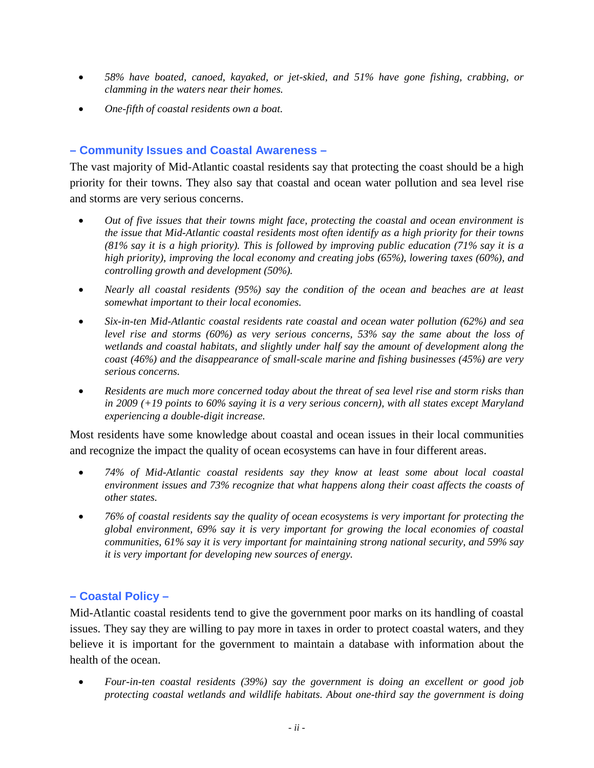- *58% have boated, canoed, kayaked, or jet-skied, and 51% have gone fishing, crabbing, or clamming in the waters near their homes.*
- *One-fifth of coastal residents own a boat.*

## – Community Issues and Coastal Awareness –

The vast majority of Mid-Atlantic coastal residents say that protecting the coast should be a high priority for their towns. They also say that coastal and ocean water pollution and sea level rise and storms are very serious concerns.

- *Out of five issues that their towns might face, protecting the coastal and ocean environment is the issue that Mid-Atlantic coastal residents most often identify as a high priority for their towns (81% say it is a high priority). This is followed by improving public education (71% say it is a high priority), improving the local economy and creating jobs (65%), lowering taxes (60%), and controlling growth and development (50%).*
- *Nearly all coastal residents (95%) say the condition of the ocean and beaches are at least somewhat important to their local economies.*
- *Six-in-ten Mid-Atlantic coastal residents rate coastal and ocean water pollution (62%) and sea level rise and storms (60%) as very serious concerns, 53% say the same about the loss of wetlands and coastal habitats, and slightly under half say the amount of development along the coast (46%) and the disappearance of small-scale marine and fishing businesses (45%) are very serious concerns.*
- *Residents are much more concerned today about the threat of sea level rise and storm risks than in 2009 (+19 points to 60% saying it is a very serious concern), with all states except Maryland experiencing a double-digit increase.*

Most residents have some knowledge about coastal and ocean issues in their local communities and recognize the impact the quality of ocean ecosystems can have in four different areas.

- *74% of Mid-Atlantic coastal residents say they know at least some about local coastal environment issues and 73% recognize that what happens along their coast affects the coasts of other states.*
- *76% of coastal residents say the quality of ocean ecosystems is very important for protecting the global environment, 69% say it is very important for growing the local economies of coastal communities, 61% say it is very important for maintaining strong national security, and 59% say it is very important for developing new sources of energy.*

## – Coastal Policy –

Mid-Atlantic coastal residents tend to give the government poor marks on its handling of coastal issues. They say they are willing to pay more in taxes in order to protect coastal waters, and they believe it is important for the government to maintain a database with information about the health of the ocean.

- *Four-in-ten coastal residents (39%) say the government is doing an excellent or good job protecting coastal wetlands and wildlife habitats. About one-third say the government is doing*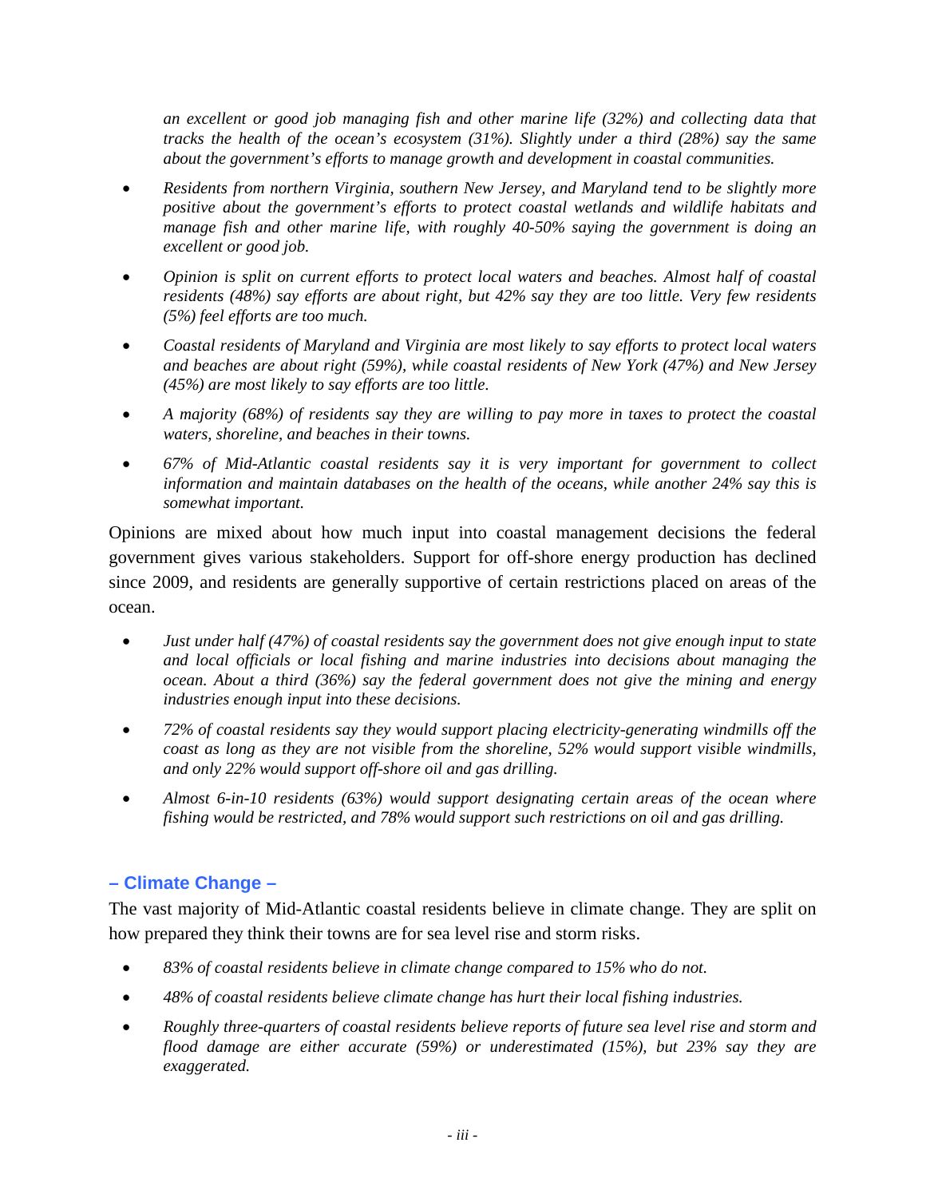*an excellent or good job managing fish and other marine life (32%) and collecting data that tracks the health of the ocean's ecosystem (31%). Slightly under a third (28%) say the same about the government's efforts to manage growth and development in coastal communities.*

- *Residents from northern Virginia, southern New Jersey, and Maryland tend to be slightly more positive about the government's efforts to protect coastal wetlands and wildlife habitats and manage fish and other marine life, with roughly 40-50% saying the government is doing an excellent or good job.*
- *Opinion is split on current efforts to protect local waters and beaches. Almost half of coastal residents (48%) say efforts are about right, but 42% say they are too little. Very few residents (5%) feel efforts are too much.*
- *Coastal residents of Maryland and Virginia are most likely to say efforts to protect local waters and beaches are about right (59%), while coastal residents of New York (47%) and New Jersey (45%) are most likely to say efforts are too little.*
- *A majority (68%) of residents say they are willing to pay more in taxes to protect the coastal waters, shoreline, and beaches in their towns.*
- *67% of Mid-Atlantic coastal residents say it is very important for government to collect information and maintain databases on the health of the oceans, while another 24% say this is somewhat important.*

Opinions are mixed about how much input into coastal management decisions the federal government gives various stakeholders. Support for off-shore energy production has declined since 2009, and residents are generally supportive of certain restrictions placed on areas of the ocean.

- *Just under half (47%) of coastal residents say the government does not give enough input to state and local officials or local fishing and marine industries into decisions about managing the ocean. About a third (36%) say the federal government does not give the mining and energy industries enough input into these decisions.*
- *72% of coastal residents say they would support placing electricity-generating windmills off the coast as long as they are not visible from the shoreline, 52% would support visible windmills, and only 22% would support off-shore oil and gas drilling.*
- *Almost 6-in-10 residents (63%) would support designating certain areas of the ocean where fishing would be restricted, and 78% would support such restrictions on oil and gas drilling.*

## – Climate Change –

The vast majority of Mid-Atlantic coastal residents believe in climate change. They are split on how prepared they think their towns are for sea level rise and storm risks.

- *83% of coastal residents believe in climate change compared to 15% who do not.*
- *48% of coastal residents believe climate change has hurt their local fishing industries.*
- *Roughly three-quarters of coastal residents believe reports of future sea level rise and storm and flood damage are either accurate (59%) or underestimated (15%), but 23% say they are exaggerated.*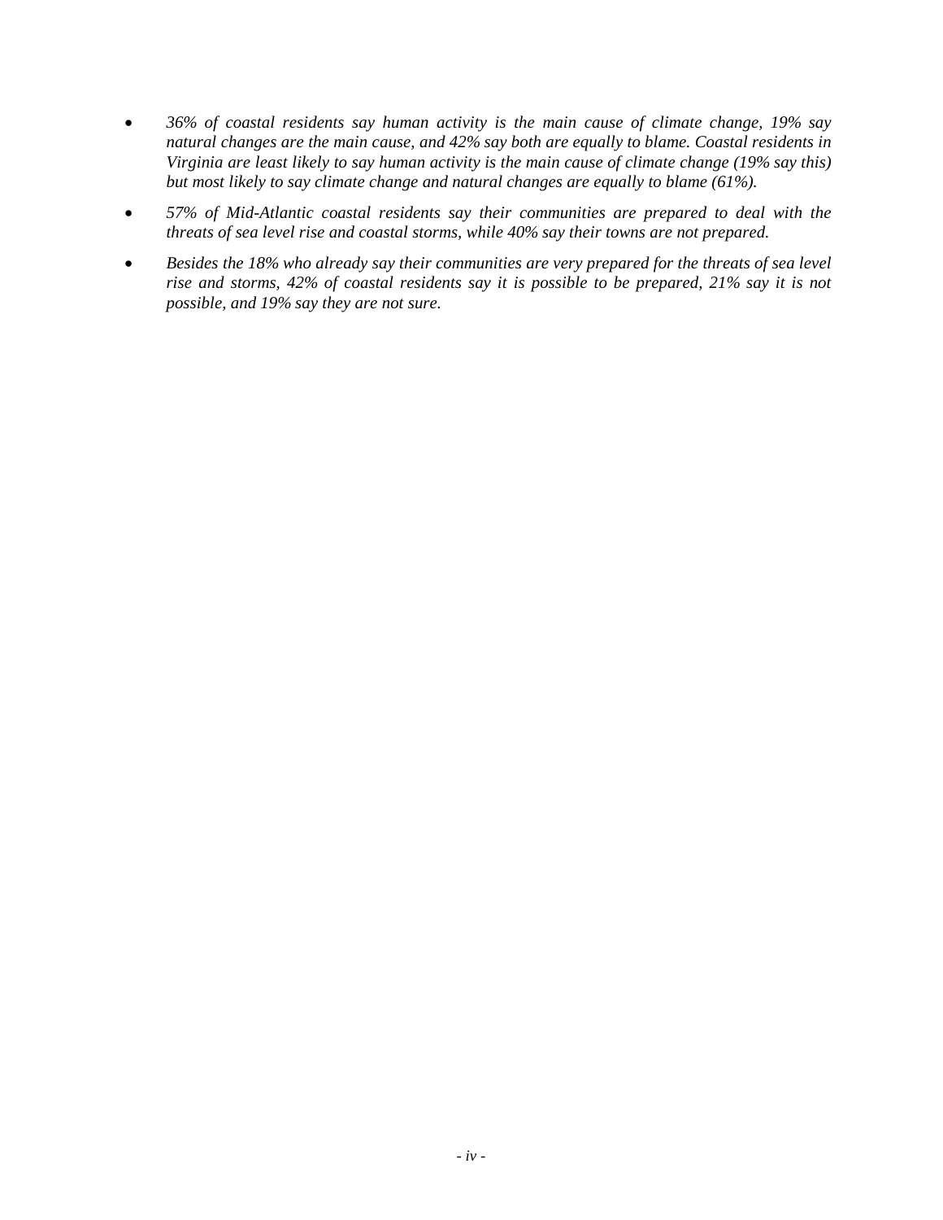- *36% of coastal residents say human activity is the main cause of climate change, 19% say natural changes are the main cause, and 42% say both are equally to blame. Coastal residents in Virginia are least likely to say human activity is the main cause of climate change (19% say this) but most likely to say climate change and natural changes are equally to blame (61%).*
- *57% of Mid-Atlantic coastal residents say their communities are prepared to deal with the threats of sea level rise and coastal storms, while 40% say their towns are not prepared.*
- *Besides the 18% who already say their communities are very prepared for the threats of sea level rise and storms, 42% of coastal residents say it is possible to be prepared, 21% say it is not possible, and 19% say they are not sure.*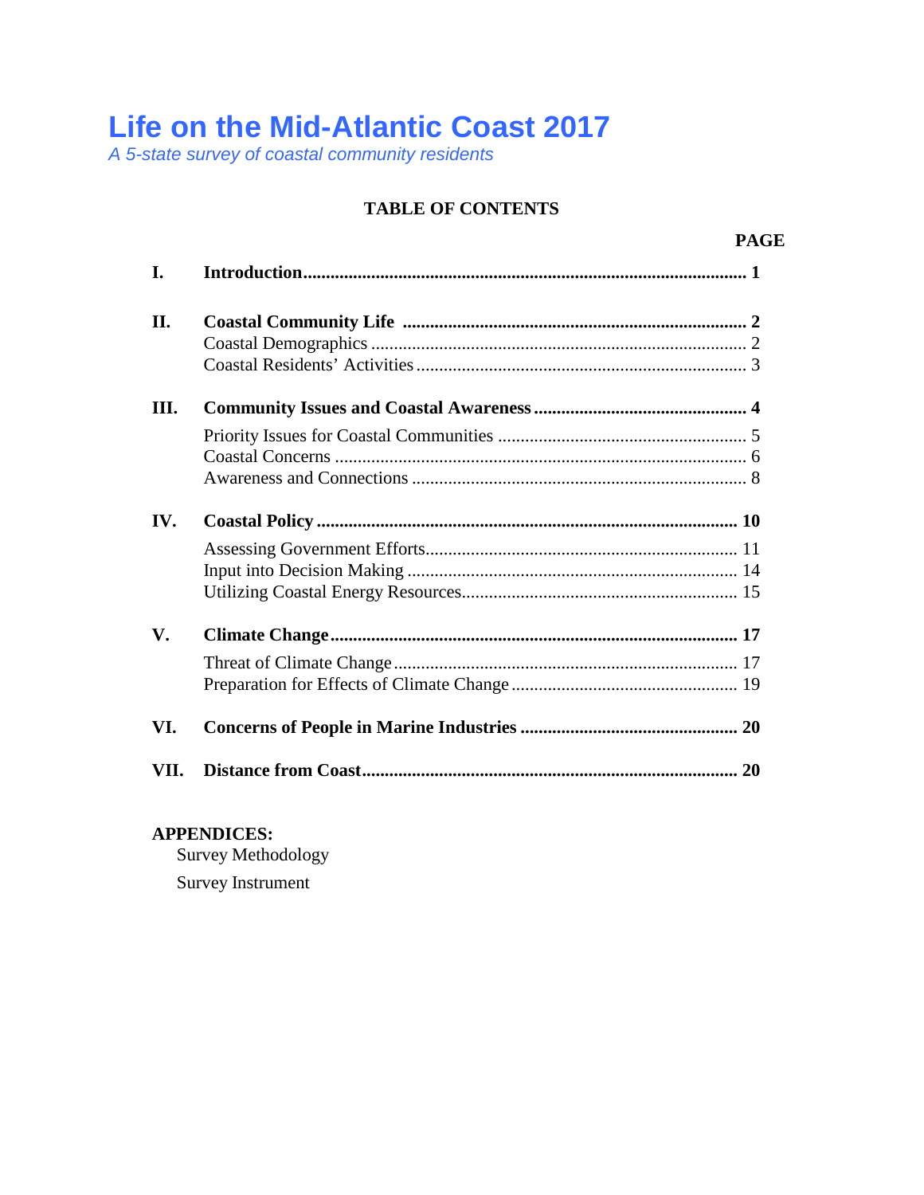# Life on the Mid-Atlantic Coast 2017

*A 5-state survey of coastal community residents*

## TABLE OF CONTENTS

| | | PAGE |
|---|---|---|
| **I.** | **Introduction** | **1** |
| **II.** | **Coastal Community Life** | **2** |
| | Coastal Demographics | 2 |
| | Coastal Residents' Activities | 3 |
| **III.** | **Community Issues and Coastal Awareness** | **4** |
| | Priority Issues for Coastal Communities | 5 |
| | Coastal Concerns | 6 |
| | Awareness and Connections | 8 |
| **IV.** | **Coastal Policy** | **10** |
| | Assessing Government Efforts | 11 |
| | Input into Decision Making | 14 |
| | Utilizing Coastal Energy Resources | 15 |
| **V.** | **Climate Change** | **17** |
| | Threat of Climate Change | 17 |
| | Preparation for Effects of Climate Change | 19 |
| **VI.** | **Concerns of People in Marine Industries** | **20** |
| **VII.** | **Distance from Coast** | **20** |

**APPENDICES:**

Survey Methodology

Survey Instrument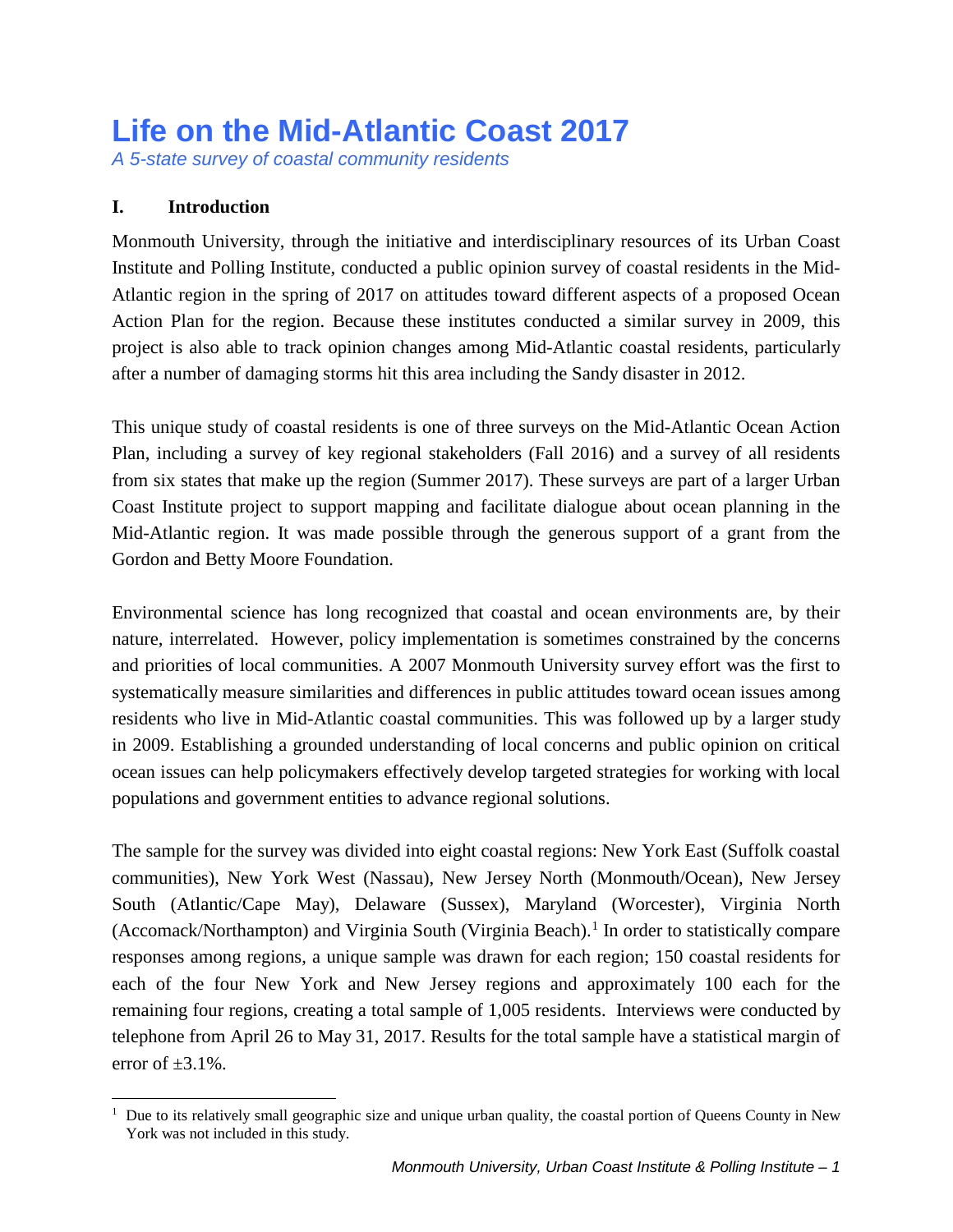# Life on the Mid-Atlantic Coast 2017

*A 5-state survey of coastal community residents*

## I. Introduction

Monmouth University, through the initiative and interdisciplinary resources of its Urban Coast Institute and Polling Institute, conducted a public opinion survey of coastal residents in the Mid-Atlantic region in the spring of 2017 on attitudes toward different aspects of a proposed Ocean Action Plan for the region. Because these institutes conducted a similar survey in 2009, this project is also able to track opinion changes among Mid-Atlantic coastal residents, particularly after a number of damaging storms hit this area including the Sandy disaster in 2012.

This unique study of coastal residents is one of three surveys on the Mid-Atlantic Ocean Action Plan, including a survey of key regional stakeholders (Fall 2016) and a survey of all residents from six states that make up the region (Summer 2017). These surveys are part of a larger Urban Coast Institute project to support mapping and facilitate dialogue about ocean planning in the Mid-Atlantic region. It was made possible through the generous support of a grant from the Gordon and Betty Moore Foundation.

Environmental science has long recognized that coastal and ocean environments are, by their nature, interrelated. However, policy implementation is sometimes constrained by the concerns and priorities of local communities. A 2007 Monmouth University survey effort was the first to systematically measure similarities and differences in public attitudes toward ocean issues among residents who live in Mid-Atlantic coastal communities. This was followed up by a larger study in 2009. Establishing a grounded understanding of local concerns and public opinion on critical ocean issues can help policymakers effectively develop targeted strategies for working with local populations and government entities to advance regional solutions.

The sample for the survey was divided into eight coastal regions: New York East (Suffolk coastal communities), New York West (Nassau), New Jersey North (Monmouth/Ocean), New Jersey South (Atlantic/Cape May), Delaware (Sussex), Maryland (Worcester), Virginia North (Accomack/Northampton) and Virginia South (Virginia Beach).[1] In order to statistically compare responses among regions, a unique sample was drawn for each region; 150 coastal residents for each of the four New York and New Jersey regions and approximately 100 each for the remaining four regions, creating a total sample of 1,005 residents. Interviews were conducted by telephone from April 26 to May 31, 2017. Results for the total sample have a statistical margin of error of ±3.1%.

---

[1] Due to its relatively small geographic size and unique urban quality, the coastal portion of Queens County in New York was not included in this study.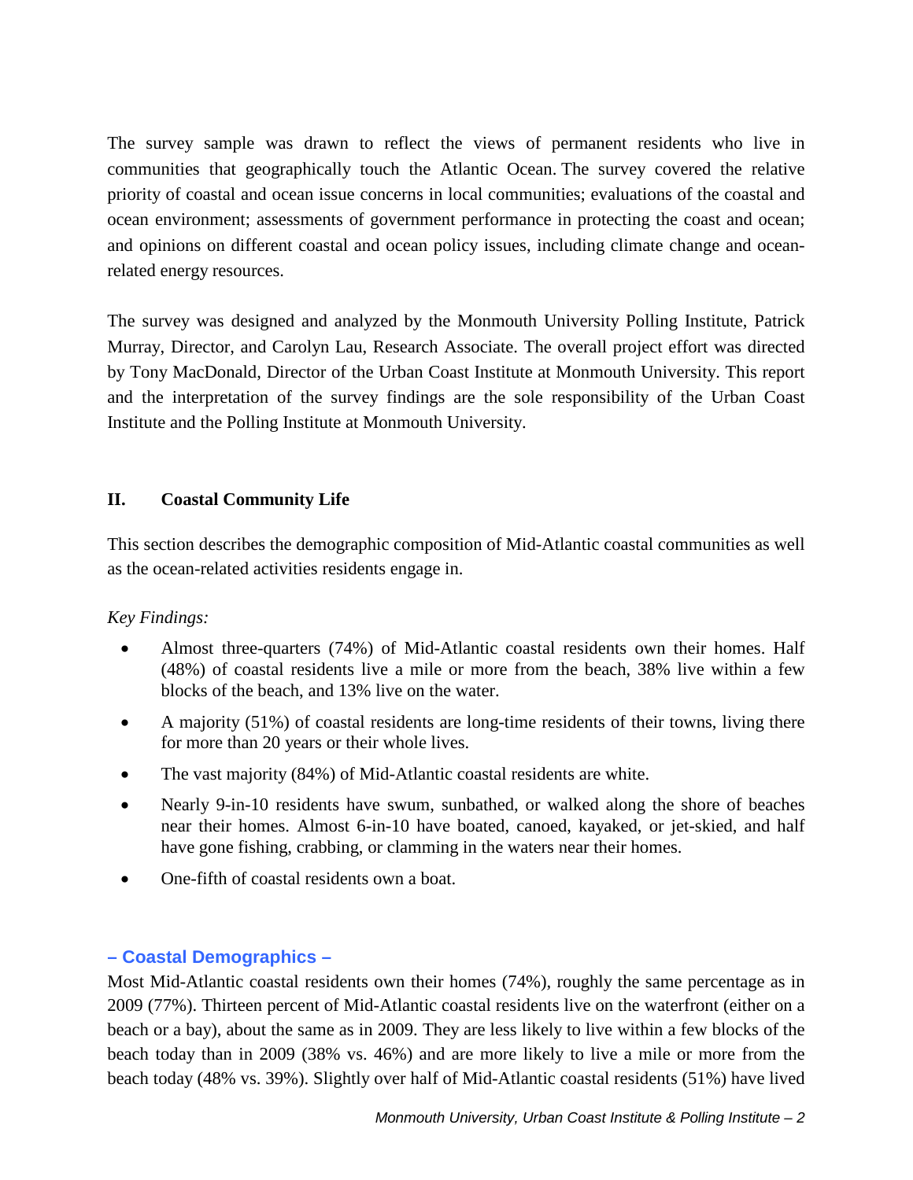The survey sample was drawn to reflect the views of permanent residents who live in communities that geographically touch the Atlantic Ocean. The survey covered the relative priority of coastal and ocean issue concerns in local communities; evaluations of the coastal and ocean environment; assessments of government performance in protecting the coast and ocean; and opinions on different coastal and ocean policy issues, including climate change and ocean-related energy resources.

The survey was designed and analyzed by the Monmouth University Polling Institute, Patrick Murray, Director, and Carolyn Lau, Research Associate. The overall project effort was directed by Tony MacDonald, Director of the Urban Coast Institute at Monmouth University. This report and the interpretation of the survey findings are the sole responsibility of the Urban Coast Institute and the Polling Institute at Monmouth University.

## II. Coastal Community Life

This section describes the demographic composition of Mid-Atlantic coastal communities as well as the ocean-related activities residents engage in.

*Key Findings:*

- Almost three-quarters (74%) of Mid-Atlantic coastal residents own their homes. Half (48%) of coastal residents live a mile or more from the beach, 38% live within a few blocks of the beach, and 13% live on the water.
- A majority (51%) of coastal residents are long-time residents of their towns, living there for more than 20 years or their whole lives.
- The vast majority (84%) of Mid-Atlantic coastal residents are white.
- Nearly 9-in-10 residents have swum, sunbathed, or walked along the shore of beaches near their homes. Almost 6-in-10 have boated, canoed, kayaked, or jet-skied, and half have gone fishing, crabbing, or clamming in the waters near their homes.
- One-fifth of coastal residents own a boat.

### – Coastal Demographics –

Most Mid-Atlantic coastal residents own their homes (74%), roughly the same percentage as in 2009 (77%). Thirteen percent of Mid-Atlantic coastal residents live on the waterfront (either on a beach or a bay), about the same as in 2009. They are less likely to live within a few blocks of the beach today than in 2009 (38% vs. 46%) and are more likely to live a mile or more from the beach today (48% vs. 39%). Slightly over half of Mid-Atlantic coastal residents (51%) have lived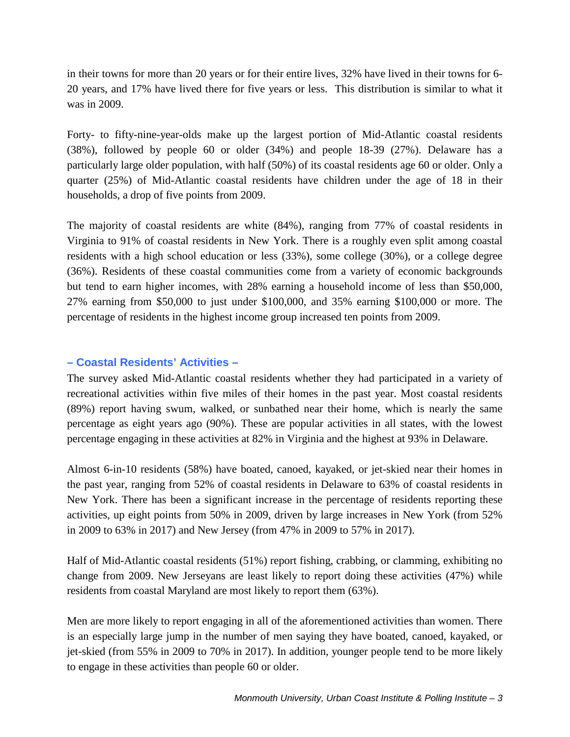in their towns for more than 20 years or for their entire lives, 32% have lived in their towns for 6-20 years, and 17% have lived there for five years or less. This distribution is similar to what it was in 2009.

Forty- to fifty-nine-year-olds make up the largest portion of Mid-Atlantic coastal residents (38%), followed by people 60 or older (34%) and people 18-39 (27%). Delaware has a particularly large older population, with half (50%) of its coastal residents age 60 or older. Only a quarter (25%) of Mid-Atlantic coastal residents have children under the age of 18 in their households, a drop of five points from 2009.

The majority of coastal residents are white (84%), ranging from 77% of coastal residents in Virginia to 91% of coastal residents in New York. There is a roughly even split among coastal residents with a high school education or less (33%), some college (30%), or a college degree (36%). Residents of these coastal communities come from a variety of economic backgrounds but tend to earn higher incomes, with 28% earning a household income of less than $50,000, 27% earning from $50,000 to just under $100,000, and 35% earning $100,000 or more. The percentage of residents in the highest income group increased ten points from 2009.

### – Coastal Residents' Activities –

The survey asked Mid-Atlantic coastal residents whether they had participated in a variety of recreational activities within five miles of their homes in the past year. Most coastal residents (89%) report having swum, walked, or sunbathed near their home, which is nearly the same percentage as eight years ago (90%). These are popular activities in all states, with the lowest percentage engaging in these activities at 82% in Virginia and the highest at 93% in Delaware.

Almost 6-in-10 residents (58%) have boated, canoed, kayaked, or jet-skied near their homes in the past year, ranging from 52% of coastal residents in Delaware to 63% of coastal residents in New York. There has been a significant increase in the percentage of residents reporting these activities, up eight points from 50% in 2009, driven by large increases in New York (from 52% in 2009 to 63% in 2017) and New Jersey (from 47% in 2009 to 57% in 2017).

Half of Mid-Atlantic coastal residents (51%) report fishing, crabbing, or clamming, exhibiting no change from 2009. New Jerseyans are least likely to report doing these activities (47%) while residents from coastal Maryland are most likely to report them (63%).

Men are more likely to report engaging in all of the aforementioned activities than women. There is an especially large jump in the number of men saying they have boated, canoed, kayaked, or jet-skied (from 55% in 2009 to 70% in 2017). In addition, younger people tend to be more likely to engage in these activities than people 60 or older.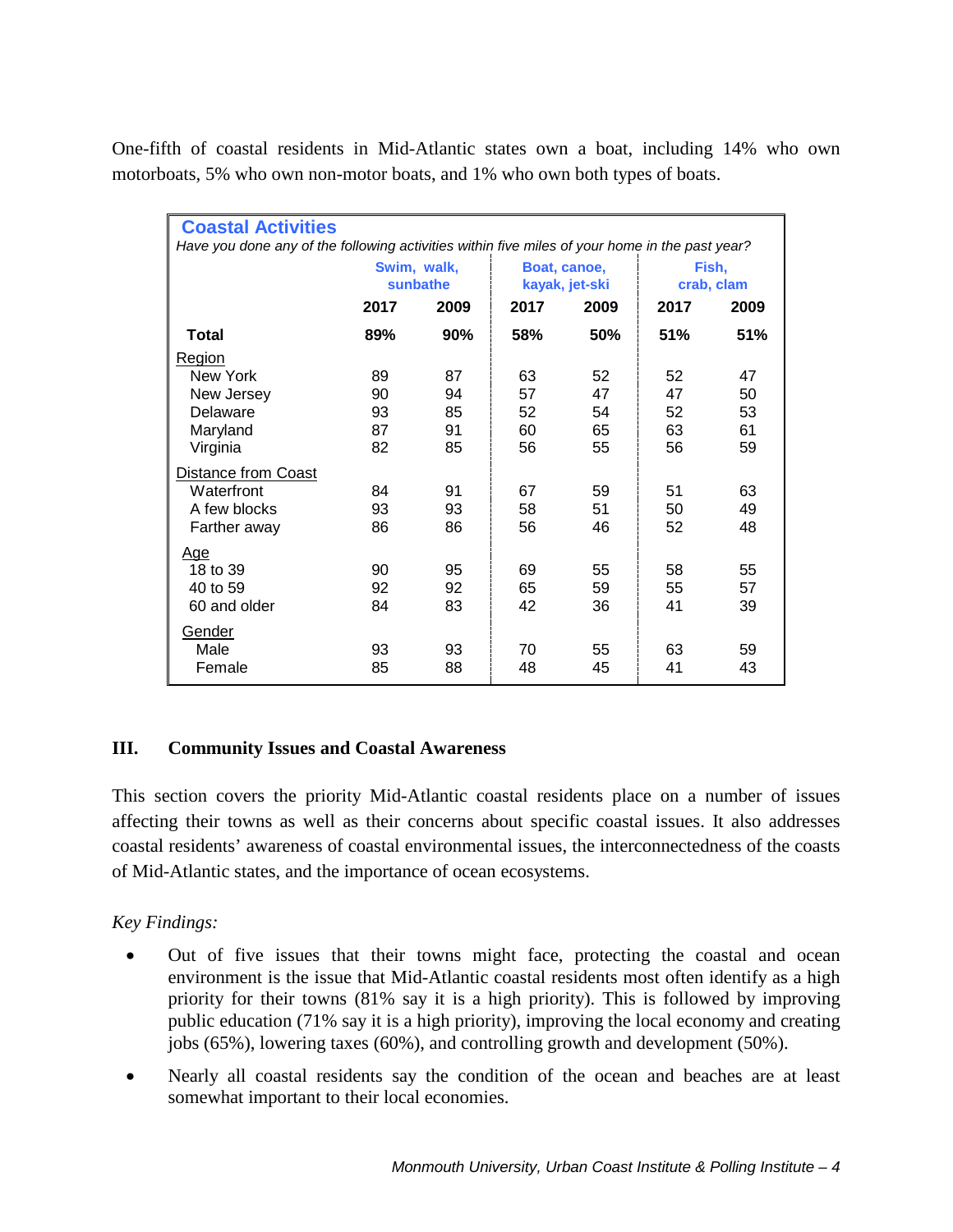One-fifth of coastal residents in Mid-Atlantic states own a boat, including 14% who own motorboats, 5% who own non-motor boats, and 1% who own both types of boats.

**Coastal Activities**

*Have you done any of the following activities within five miles of your home in the past year?*

| | Swim, walk, sunbathe | | Boat, canoe, kayak, jet-ski | | Fish, crab, clam | |
|---|---|---|---|---|---|---|
| | **2017** | **2009** | **2017** | **2009** | **2017** | **2009** |
| **Total** | **89%** | **90%** | **58%** | **50%** | **51%** | **51%** |
| Region | | | | | | |
| New York | 89 | 87 | 63 | 52 | 52 | 47 |
| New Jersey | 90 | 94 | 57 | 47 | 47 | 50 |
| Delaware | 93 | 85 | 52 | 54 | 52 | 53 |
| Maryland | 87 | 91 | 60 | 65 | 63 | 61 |
| Virginia | 82 | 85 | 56 | 55 | 56 | 59 |
| Distance from Coast | | | | | | |
| Waterfront | 84 | 91 | 67 | 59 | 51 | 63 |
| A few blocks | 93 | 93 | 58 | 51 | 50 | 49 |
| Farther away | 86 | 86 | 56 | 46 | 52 | 48 |
| Age | | | | | | |
| 18 to 39 | 90 | 95 | 69 | 55 | 58 | 55 |
| 40 to 59 | 92 | 92 | 65 | 59 | 55 | 57 |
| 60 and older | 84 | 83 | 42 | 36 | 41 | 39 |
| Gender | | | | | | |
| Male | 93 | 93 | 70 | 55 | 63 | 59 |
| Female | 85 | 88 | 48 | 45 | 41 | 43 |

## III. Community Issues and Coastal Awareness

This section covers the priority Mid-Atlantic coastal residents place on a number of issues affecting their towns as well as their concerns about specific coastal issues. It also addresses coastal residents' awareness of coastal environmental issues, the interconnectedness of the coasts of Mid-Atlantic states, and the importance of ocean ecosystems.

*Key Findings:*

- Out of five issues that their towns might face, protecting the coastal and ocean environment is the issue that Mid-Atlantic coastal residents most often identify as a high priority for their towns (81% say it is a high priority). This is followed by improving public education (71% say it is a high priority), improving the local economy and creating jobs (65%), lowering taxes (60%), and controlling growth and development (50%).
- Nearly all coastal residents say the condition of the ocean and beaches are at least somewhat important to their local economies.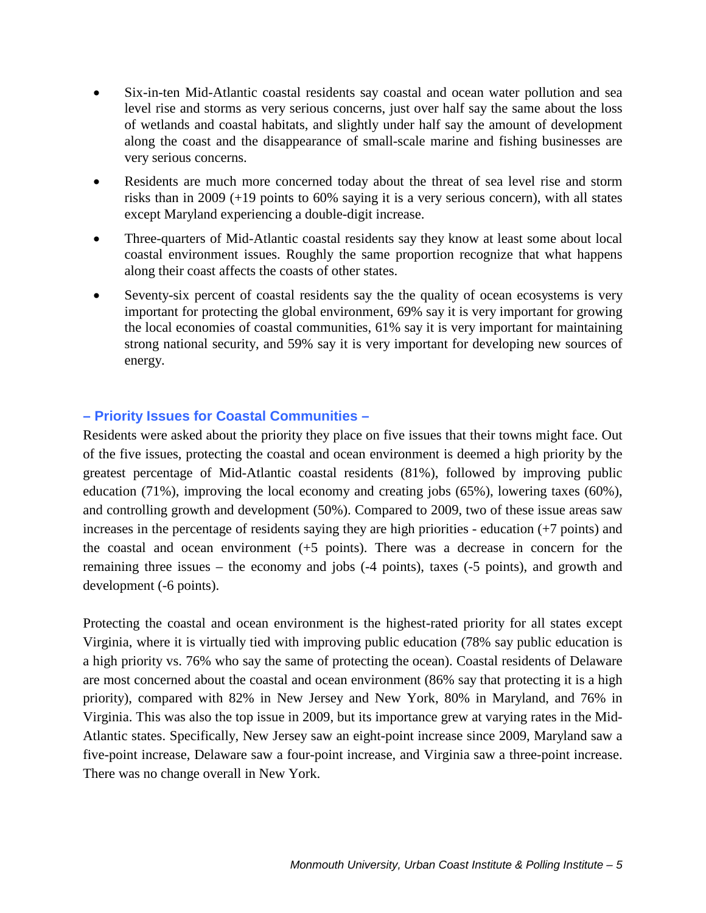- Six-in-ten Mid-Atlantic coastal residents say coastal and ocean water pollution and sea level rise and storms as very serious concerns, just over half say the same about the loss of wetlands and coastal habitats, and slightly under half say the amount of development along the coast and the disappearance of small-scale marine and fishing businesses are very serious concerns.
- Residents are much more concerned today about the threat of sea level rise and storm risks than in 2009 (+19 points to 60% saying it is a very serious concern), with all states except Maryland experiencing a double-digit increase.
- Three-quarters of Mid-Atlantic coastal residents say they know at least some about local coastal environment issues. Roughly the same proportion recognize that what happens along their coast affects the coasts of other states.
- Seventy-six percent of coastal residents say the the quality of ocean ecosystems is very important for protecting the global environment, 69% say it is very important for growing the local economies of coastal communities, 61% say it is very important for maintaining strong national security, and 59% say it is very important for developing new sources of energy.

## – Priority Issues for Coastal Communities –

Residents were asked about the priority they place on five issues that their towns might face. Out of the five issues, protecting the coastal and ocean environment is deemed a high priority by the greatest percentage of Mid-Atlantic coastal residents (81%), followed by improving public education (71%), improving the local economy and creating jobs (65%), lowering taxes (60%), and controlling growth and development (50%). Compared to 2009, two of these issue areas saw increases in the percentage of residents saying they are high priorities - education (+7 points) and the coastal and ocean environment (+5 points). There was a decrease in concern for the remaining three issues – the economy and jobs (-4 points), taxes (-5 points), and growth and development (-6 points).

Protecting the coastal and ocean environment is the highest-rated priority for all states except Virginia, where it is virtually tied with improving public education (78% say public education is a high priority vs. 76% who say the same of protecting the ocean). Coastal residents of Delaware are most concerned about the coastal and ocean environment (86% say that protecting it is a high priority), compared with 82% in New Jersey and New York, 80% in Maryland, and 76% in Virginia. This was also the top issue in 2009, but its importance grew at varying rates in the Mid-Atlantic states. Specifically, New Jersey saw an eight-point increase since 2009, Maryland saw a five-point increase, Delaware saw a four-point increase, and Virginia saw a three-point increase. There was no change overall in New York.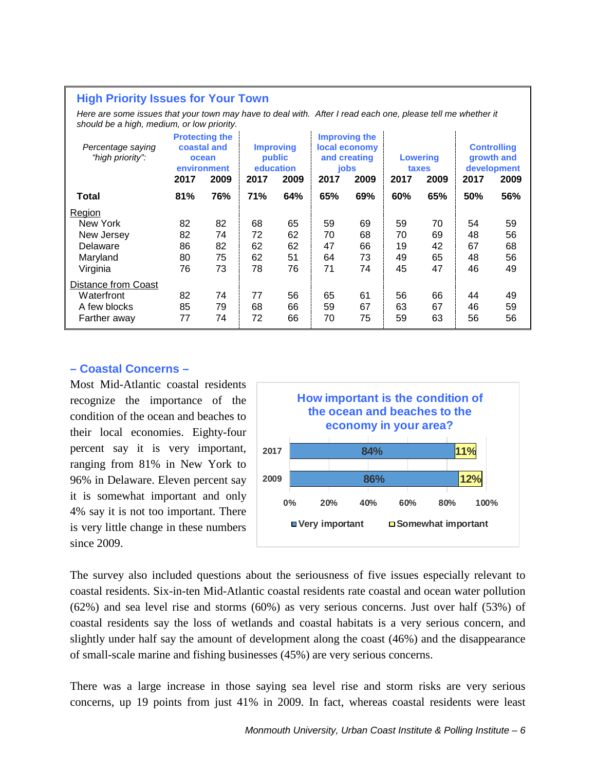### High Priority Issues for Your Town

*Here are some issues that your town may have to deal with. After I read each one, please tell me whether it should be a high, medium, or low priority.*

| *Percentage saying "high priority":* | Protecting the coastal and ocean environment | | Improving public education | | Improving the local economy and creating jobs | | Lowering taxes | | Controlling growth and development | |
|---|---|---|---|---|---|---|---|---|---|---|
| | 2017 | 2009 | 2017 | 2009 | 2017 | 2009 | 2017 | 2009 | 2017 | 2009 |
| **Total** | **81%** | **76%** | **71%** | **64%** | **65%** | **69%** | **60%** | **65%** | **50%** | **56%** |
| Region | | | | | | | | | | |
| New York | 82 | 82 | 68 | 65 | 59 | 69 | 59 | 70 | 54 | 59 |
| New Jersey | 82 | 74 | 72 | 62 | 70 | 68 | 70 | 69 | 48 | 56 |
| Delaware | 86 | 82 | 62 | 62 | 47 | 66 | 19 | 42 | 67 | 68 |
| Maryland | 80 | 75 | 62 | 51 | 64 | 73 | 49 | 65 | 48 | 56 |
| Virginia | 76 | 73 | 78 | 76 | 71 | 74 | 45 | 47 | 46 | 49 |
| Distance from Coast | | | | | | | | | | |
| Waterfront | 82 | 74 | 77 | 56 | 65 | 61 | 56 | 66 | 44 | 49 |
| A few blocks | 85 | 79 | 68 | 66 | 59 | 67 | 63 | 67 | 46 | 59 |
| Farther away | 77 | 74 | 72 | 66 | 70 | 75 | 59 | 63 | 56 | 56 |

## – Coastal Concerns –

Most Mid-Atlantic coastal residents recognize the importance of the condition of the ocean and beaches to their local economies. Eighty-four percent say it is very important, ranging from 81% in New York to 96% in Delaware. Eleven percent say it is somewhat important and only 4% say it is not too important. There is very little change in these numbers since 2009.

**How important is the condition of the ocean and beaches to the economy in your area?**

| | Very important | Somewhat important |
|---|---|---|
| 2017 | 84% | 11% |
| 2009 | 86% | 12% |

The survey also included questions about the seriousness of five issues especially relevant to coastal residents. Six-in-ten Mid-Atlantic coastal residents rate coastal and ocean water pollution (62%) and sea level rise and storms (60%) as very serious concerns. Just over half (53%) of coastal residents say the loss of wetlands and coastal habitats is a very serious concern, and slightly under half say the amount of development along the coast (46%) and the disappearance of small-scale marine and fishing businesses (45%) are very serious concerns.

There was a large increase in those saying sea level rise and storm risks are very serious concerns, up 19 points from just 41% in 2009. In fact, whereas coastal residents were least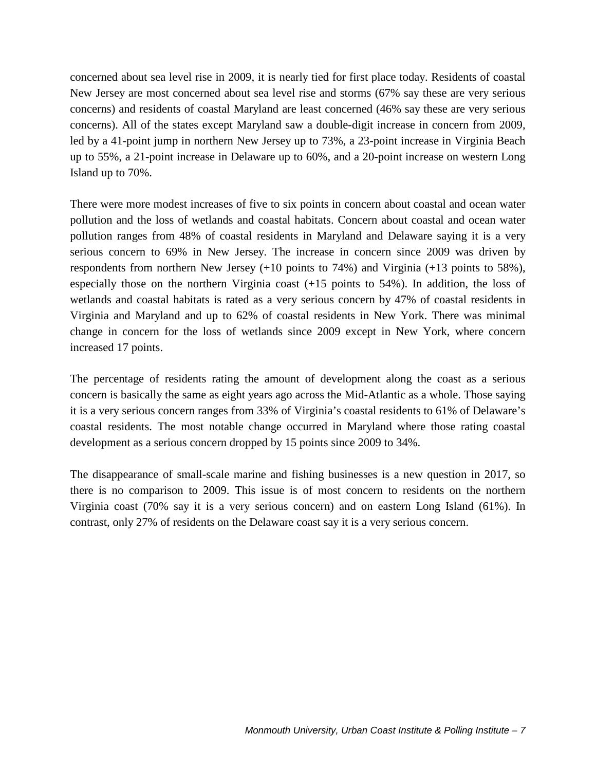concerned about sea level rise in 2009, it is nearly tied for first place today. Residents of coastal New Jersey are most concerned about sea level rise and storms (67% say these are very serious concerns) and residents of coastal Maryland are least concerned (46% say these are very serious concerns). All of the states except Maryland saw a double-digit increase in concern from 2009, led by a 41-point jump in northern New Jersey up to 73%, a 23-point increase in Virginia Beach up to 55%, a 21-point increase in Delaware up to 60%, and a 20-point increase on western Long Island up to 70%.

There were more modest increases of five to six points in concern about coastal and ocean water pollution and the loss of wetlands and coastal habitats. Concern about coastal and ocean water pollution ranges from 48% of coastal residents in Maryland and Delaware saying it is a very serious concern to 69% in New Jersey. The increase in concern since 2009 was driven by respondents from northern New Jersey (+10 points to 74%) and Virginia (+13 points to 58%), especially those on the northern Virginia coast (+15 points to 54%). In addition, the loss of wetlands and coastal habitats is rated as a very serious concern by 47% of coastal residents in Virginia and Maryland and up to 62% of coastal residents in New York. There was minimal change in concern for the loss of wetlands since 2009 except in New York, where concern increased 17 points.

The percentage of residents rating the amount of development along the coast as a serious concern is basically the same as eight years ago across the Mid-Atlantic as a whole. Those saying it is a very serious concern ranges from 33% of Virginia's coastal residents to 61% of Delaware's coastal residents. The most notable change occurred in Maryland where those rating coastal development as a serious concern dropped by 15 points since 2009 to 34%.

The disappearance of small-scale marine and fishing businesses is a new question in 2017, so there is no comparison to 2009. This issue is of most concern to residents on the northern Virginia coast (70% say it is a very serious concern) and on eastern Long Island (61%). In contrast, only 27% of residents on the Delaware coast say it is a very serious concern.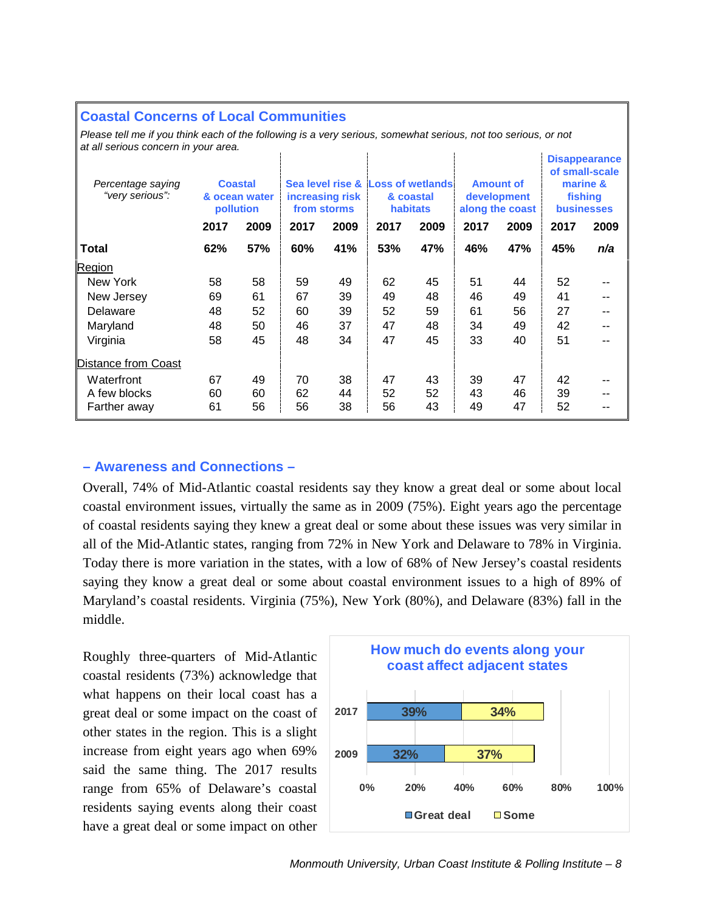## Coastal Concerns of Local Communities

*Please tell me if you think each of the following is a very serious, somewhat serious, not too serious, or not at all serious concern in your area.*

| *Percentage saying "very serious":* | Coastal & ocean water pollution | | Sea level rise & increasing risk from storms | | Loss of wetlands & coastal habitats | | Amount of development along the coast | | Disappearance of small-scale marine & fishing businesses | |
|---|---|---|---|---|---|---|---|---|---|---|
| | 2017 | 2009 | 2017 | 2009 | 2017 | 2009 | 2017 | 2009 | 2017 | 2009 |
| **Total** | **62%** | **57%** | **60%** | **41%** | **53%** | **47%** | **46%** | **47%** | **45%** | ***n/a*** |
| Region | | | | | | | | | | |
| New York | 58 | 58 | 59 | 49 | 62 | 45 | 51 | 44 | 52 | -- |
| New Jersey | 69 | 61 | 67 | 39 | 49 | 48 | 46 | 49 | 41 | -- |
| Delaware | 48 | 52 | 60 | 39 | 52 | 59 | 61 | 56 | 27 | -- |
| Maryland | 48 | 50 | 46 | 37 | 47 | 48 | 34 | 49 | 42 | -- |
| Virginia | 58 | 45 | 48 | 34 | 47 | 45 | 33 | 40 | 51 | -- |
| Distance from Coast | | | | | | | | | | |
| Waterfront | 67 | 49 | 70 | 38 | 47 | 43 | 39 | 47 | 42 | -- |
| A few blocks | 60 | 60 | 62 | 44 | 52 | 52 | 43 | 46 | 39 | -- |
| Farther away | 61 | 56 | 56 | 38 | 56 | 43 | 49 | 47 | 52 | -- |

### – Awareness and Connections –

Overall, 74% of Mid-Atlantic coastal residents say they know a great deal or some about local coastal environment issues, virtually the same as in 2009 (75%). Eight years ago the percentage of coastal residents saying they knew a great deal or some about these issues was very similar in all of the Mid-Atlantic states, ranging from 72% in New York and Delaware to 78% in Virginia. Today there is more variation in the states, with a low of 68% of New Jersey's coastal residents saying they know a great deal or some about coastal environment issues to a high of 89% of Maryland's coastal residents. Virginia (75%), New York (80%), and Delaware (83%) fall in the middle.

Roughly three-quarters of Mid-Atlantic coastal residents (73%) acknowledge that what happens on their local coast has a great deal or some impact on the coast of other states in the region. This is a slight increase from eight years ago when 69% said the same thing. The 2017 results range from 65% of Delaware's coastal residents saying events along their coast have a great deal or some impact on other

**How much do events along your coast affect adjacent states**

| | Great deal | Some |
|---|---|---|
| 2017 | 39% | 34% |
| 2009 | 32% | 37% |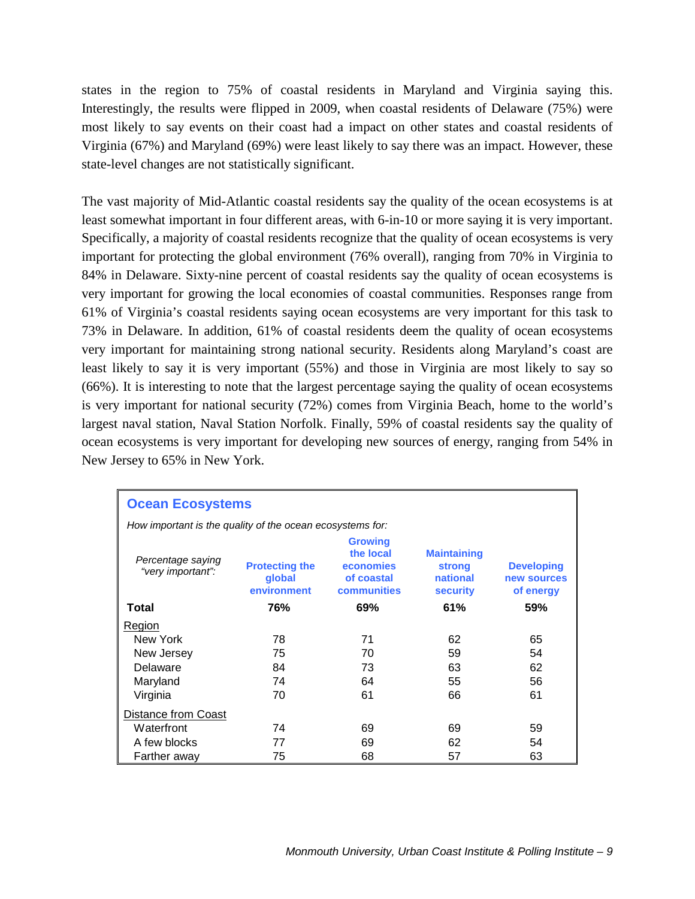states in the region to 75% of coastal residents in Maryland and Virginia saying this. Interestingly, the results were flipped in 2009, when coastal residents of Delaware (75%) were most likely to say events on their coast had a impact on other states and coastal residents of Virginia (67%) and Maryland (69%) were least likely to say there was an impact. However, these state-level changes are not statistically significant.

The vast majority of Mid-Atlantic coastal residents say the quality of the ocean ecosystems is at least somewhat important in four different areas, with 6-in-10 or more saying it is very important. Specifically, a majority of coastal residents recognize that the quality of ocean ecosystems is very important for protecting the global environment (76% overall), ranging from 70% in Virginia to 84% in Delaware. Sixty-nine percent of coastal residents say the quality of ocean ecosystems is very important for growing the local economies of coastal communities. Responses range from 61% of Virginia's coastal residents saying ocean ecosystems are very important for this task to 73% in Delaware. In addition, 61% of coastal residents deem the quality of ocean ecosystems very important for maintaining strong national security. Residents along Maryland's coast are least likely to say it is very important (55%) and those in Virginia are most likely to say so (66%). It is interesting to note that the largest percentage saying the quality of ocean ecosystems is very important for national security (72%) comes from Virginia Beach, home to the world's largest naval station, Naval Station Norfolk. Finally, 59% of coastal residents say the quality of ocean ecosystems is very important for developing new sources of energy, ranging from 54% in New Jersey to 65% in New York.

**Ocean Ecosystems**

*How important is the quality of the ocean ecosystems for:*

| *Percentage saying "very important":* | Protecting the global environment | Growing the local economies of coastal communities | Maintaining strong national security | Developing new sources of energy |
|---|---|---|---|---|
| **Total** | **76%** | **69%** | **61%** | **59%** |
| Region | | | | |
| New York | 78 | 71 | 62 | 65 |
| New Jersey | 75 | 70 | 59 | 54 |
| Delaware | 84 | 73 | 63 | 62 |
| Maryland | 74 | 64 | 55 | 56 |
| Virginia | 70 | 61 | 66 | 61 |
| Distance from Coast | | | | |
| Waterfront | 74 | 69 | 69 | 59 |
| A few blocks | 77 | 69 | 62 | 54 |
| Farther away | 75 | 68 | 57 | 63 |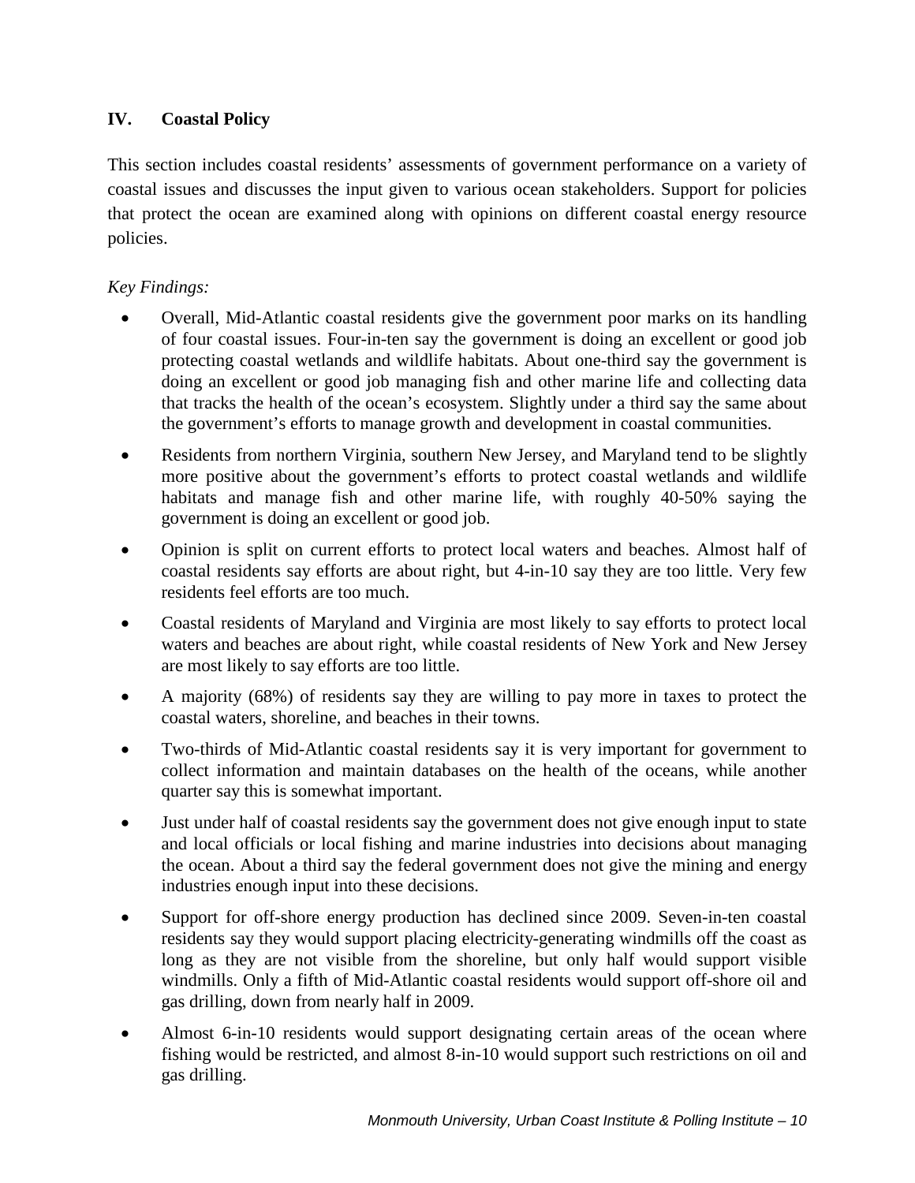## IV. Coastal Policy

This section includes coastal residents' assessments of government performance on a variety of coastal issues and discusses the input given to various ocean stakeholders. Support for policies that protect the ocean are examined along with opinions on different coastal energy resource policies.

*Key Findings:*

- Overall, Mid-Atlantic coastal residents give the government poor marks on its handling of four coastal issues. Four-in-ten say the government is doing an excellent or good job protecting coastal wetlands and wildlife habitats. About one-third say the government is doing an excellent or good job managing fish and other marine life and collecting data that tracks the health of the ocean's ecosystem. Slightly under a third say the same about the government's efforts to manage growth and development in coastal communities.
- Residents from northern Virginia, southern New Jersey, and Maryland tend to be slightly more positive about the government's efforts to protect coastal wetlands and wildlife habitats and manage fish and other marine life, with roughly 40-50% saying the government is doing an excellent or good job.
- Opinion is split on current efforts to protect local waters and beaches. Almost half of coastal residents say efforts are about right, but 4-in-10 say they are too little. Very few residents feel efforts are too much.
- Coastal residents of Maryland and Virginia are most likely to say efforts to protect local waters and beaches are about right, while coastal residents of New York and New Jersey are most likely to say efforts are too little.
- A majority (68%) of residents say they are willing to pay more in taxes to protect the coastal waters, shoreline, and beaches in their towns.
- Two-thirds of Mid-Atlantic coastal residents say it is very important for government to collect information and maintain databases on the health of the oceans, while another quarter say this is somewhat important.
- Just under half of coastal residents say the government does not give enough input to state and local officials or local fishing and marine industries into decisions about managing the ocean. About a third say the federal government does not give the mining and energy industries enough input into these decisions.
- Support for off-shore energy production has declined since 2009. Seven-in-ten coastal residents say they would support placing electricity-generating windmills off the coast as long as they are not visible from the shoreline, but only half would support visible windmills. Only a fifth of Mid-Atlantic coastal residents would support off-shore oil and gas drilling, down from nearly half in 2009.
- Almost 6-in-10 residents would support designating certain areas of the ocean where fishing would be restricted, and almost 8-in-10 would support such restrictions on oil and gas drilling.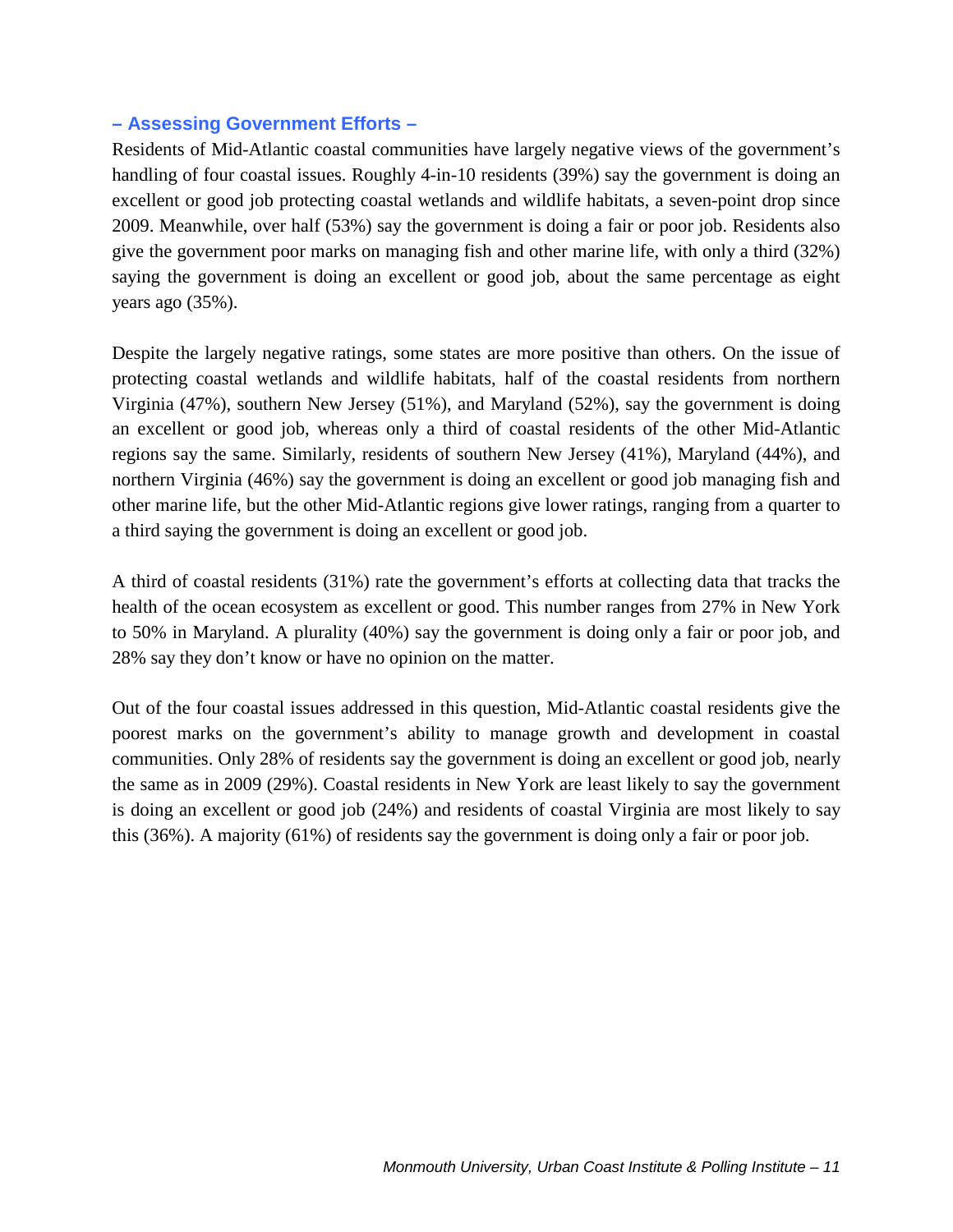### – Assessing Government Efforts –

Residents of Mid-Atlantic coastal communities have largely negative views of the government's handling of four coastal issues. Roughly 4-in-10 residents (39%) say the government is doing an excellent or good job protecting coastal wetlands and wildlife habitats, a seven-point drop since 2009. Meanwhile, over half (53%) say the government is doing a fair or poor job. Residents also give the government poor marks on managing fish and other marine life, with only a third (32%) saying the government is doing an excellent or good job, about the same percentage as eight years ago (35%).

Despite the largely negative ratings, some states are more positive than others. On the issue of protecting coastal wetlands and wildlife habitats, half of the coastal residents from northern Virginia (47%), southern New Jersey (51%), and Maryland (52%), say the government is doing an excellent or good job, whereas only a third of coastal residents of the other Mid-Atlantic regions say the same. Similarly, residents of southern New Jersey (41%), Maryland (44%), and northern Virginia (46%) say the government is doing an excellent or good job managing fish and other marine life, but the other Mid-Atlantic regions give lower ratings, ranging from a quarter to a third saying the government is doing an excellent or good job.

A third of coastal residents (31%) rate the government's efforts at collecting data that tracks the health of the ocean ecosystem as excellent or good. This number ranges from 27% in New York to 50% in Maryland. A plurality (40%) say the government is doing only a fair or poor job, and 28% say they don't know or have no opinion on the matter.

Out of the four coastal issues addressed in this question, Mid-Atlantic coastal residents give the poorest marks on the government's ability to manage growth and development in coastal communities. Only 28% of residents say the government is doing an excellent or good job, nearly the same as in 2009 (29%). Coastal residents in New York are least likely to say the government is doing an excellent or good job (24%) and residents of coastal Virginia are most likely to say this (36%). A majority (61%) of residents say the government is doing only a fair or poor job.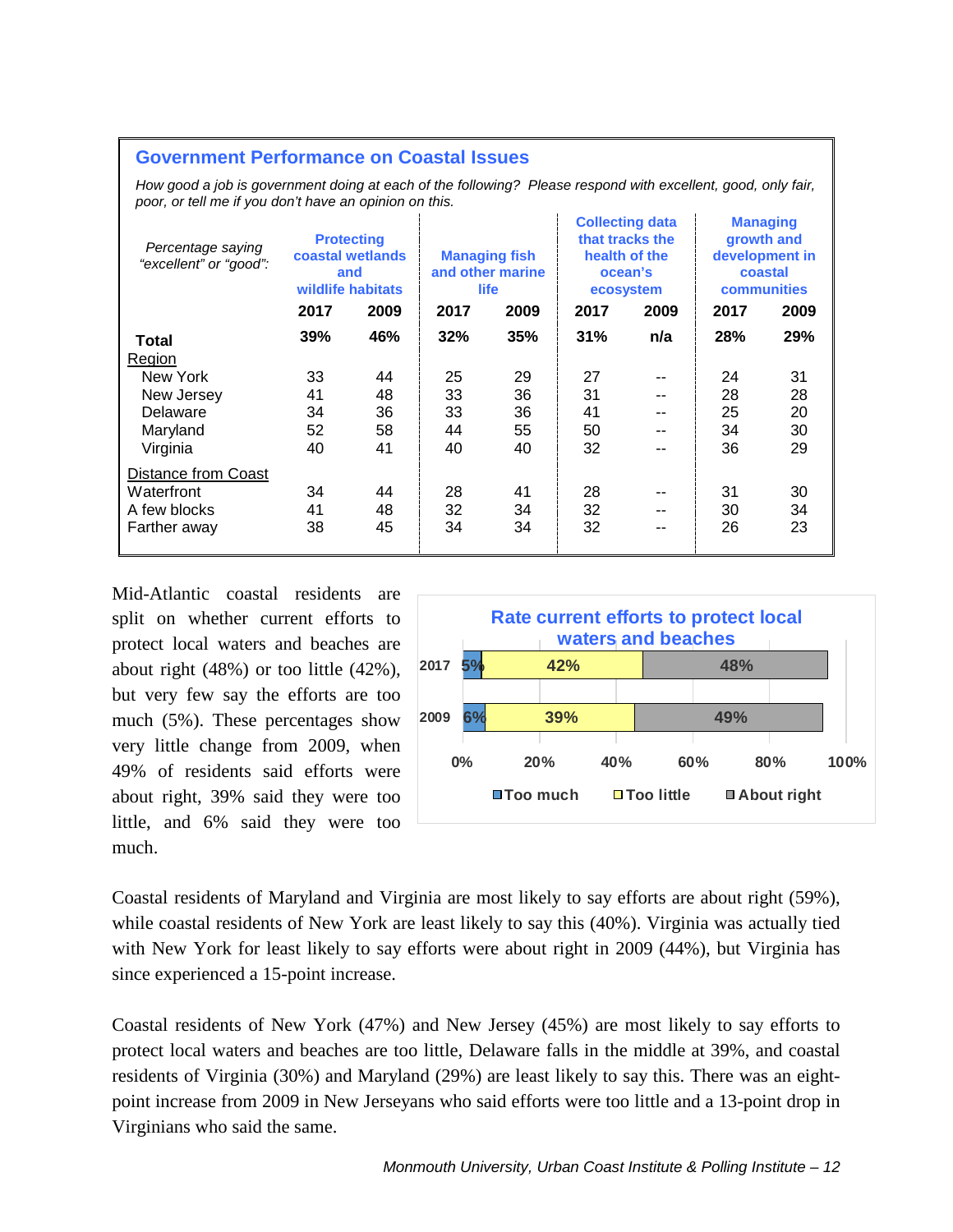## Government Performance on Coastal Issues

*How good a job is government doing at each of the following? Please respond with excellent, good, only fair, poor, or tell me if you don't have an opinion on this.*

| *Percentage saying "excellent" or "good":* | Protecting coastal wetlands and wildlife habitats | | Managing fish and other marine life | | Collecting data that tracks the health of the ocean's ecosystem | | Managing growth and development in coastal communities | |
|---|---|---|---|---|---|---|---|---|
| | **2017** | **2009** | **2017** | **2009** | **2017** | **2009** | **2017** | **2009** |
| **Total** | **39%** | **46%** | **32%** | **35%** | **31%** | **n/a** | **28%** | **29%** |
| Region | | | | | | | | |
| New York | 33 | 44 | 25 | 29 | 27 | -- | 24 | 31 |
| New Jersey | 41 | 48 | 33 | 36 | 31 | -- | 28 | 28 |
| Delaware | 34 | 36 | 33 | 36 | 41 | -- | 25 | 20 |
| Maryland | 52 | 58 | 44 | 55 | 50 | -- | 34 | 30 |
| Virginia | 40 | 41 | 40 | 40 | 32 | -- | 36 | 29 |
| Distance from Coast | | | | | | | | |
| Waterfront | 34 | 44 | 28 | 41 | 28 | -- | 31 | 30 |
| A few blocks | 41 | 48 | 32 | 34 | 32 | -- | 30 | 34 |
| Farther away | 38 | 45 | 34 | 34 | 32 | -- | 26 | 23 |

Mid-Atlantic coastal residents are split on whether current efforts to protect local waters and beaches are about right (48%) or too little (42%), but very few say the efforts are too much (5%). These percentages show very little change from 2009, when 49% of residents said efforts were about right, 39% said they were too little, and 6% said they were too much.

**Rate current efforts to protect local waters and beaches**

| | Too much | Too little | About right |
|---|---|---|---|
| 2017 | 5% | 42% | 48% |
| 2009 | 6% | 39% | 49% |

Coastal residents of Maryland and Virginia are most likely to say efforts are about right (59%), while coastal residents of New York are least likely to say this (40%). Virginia was actually tied with New York for least likely to say efforts were about right in 2009 (44%), but Virginia has since experienced a 15-point increase.

Coastal residents of New York (47%) and New Jersey (45%) are most likely to say efforts to protect local waters and beaches are too little, Delaware falls in the middle at 39%, and coastal residents of Virginia (30%) and Maryland (29%) are least likely to say this. There was an eight-point increase from 2009 in New Jerseyans who said efforts were too little and a 13-point drop in Virginians who said the same.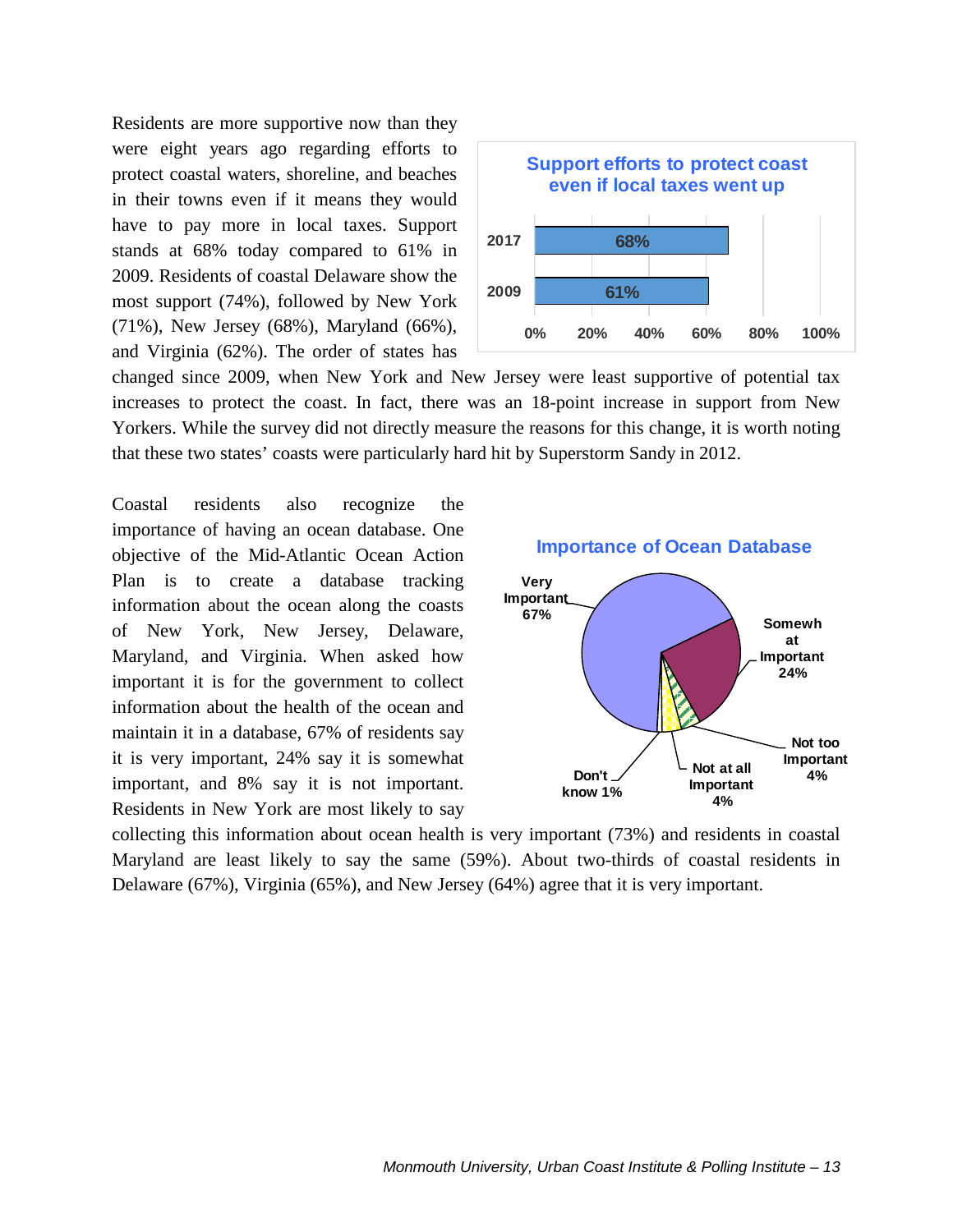Residents are more supportive now than they were eight years ago regarding efforts to protect coastal waters, shoreline, and beaches in their towns even if it means they would have to pay more in local taxes. Support stands at 68% today compared to 61% in 2009. Residents of coastal Delaware show the most support (74%), followed by New York (71%), New Jersey (68%), Maryland (66%), and Virginia (62%). The order of states has changed since 2009, when New York and New Jersey were least supportive of potential tax increases to protect the coast. In fact, there was an 18-point increase in support from New Yorkers. While the survey did not directly measure the reasons for this change, it is worth noting that these two states' coasts were particularly hard hit by Superstorm Sandy in 2012.

**Support efforts to protect coast even if local taxes went up**

| Year | Support |
|---|---|
| 2017 | 68% |
| 2009 | 61% |

Coastal residents also recognize the importance of having an ocean database. One objective of the Mid-Atlantic Ocean Action Plan is to create a database tracking information about the ocean along the coasts of New York, New Jersey, Delaware, Maryland, and Virginia. When asked how important it is for the government to collect information about the health of the ocean and maintain it in a database, 67% of residents say it is very important, 24% say it is somewhat important, and 8% say it is not important. Residents in New York are most likely to say collecting this information about ocean health is very important (73%) and residents in coastal Maryland are least likely to say the same (59%). About two-thirds of coastal residents in Delaware (67%), Virginia (65%), and New Jersey (64%) agree that it is very important.

**Importance of Ocean Database**

| Response | Percent |
|---|---|
| Very Important | 67% |
| Somewhat Important | 24% |
| Not too Important | 4% |
| Not at all Important | 4% |
| Don't know | 1% |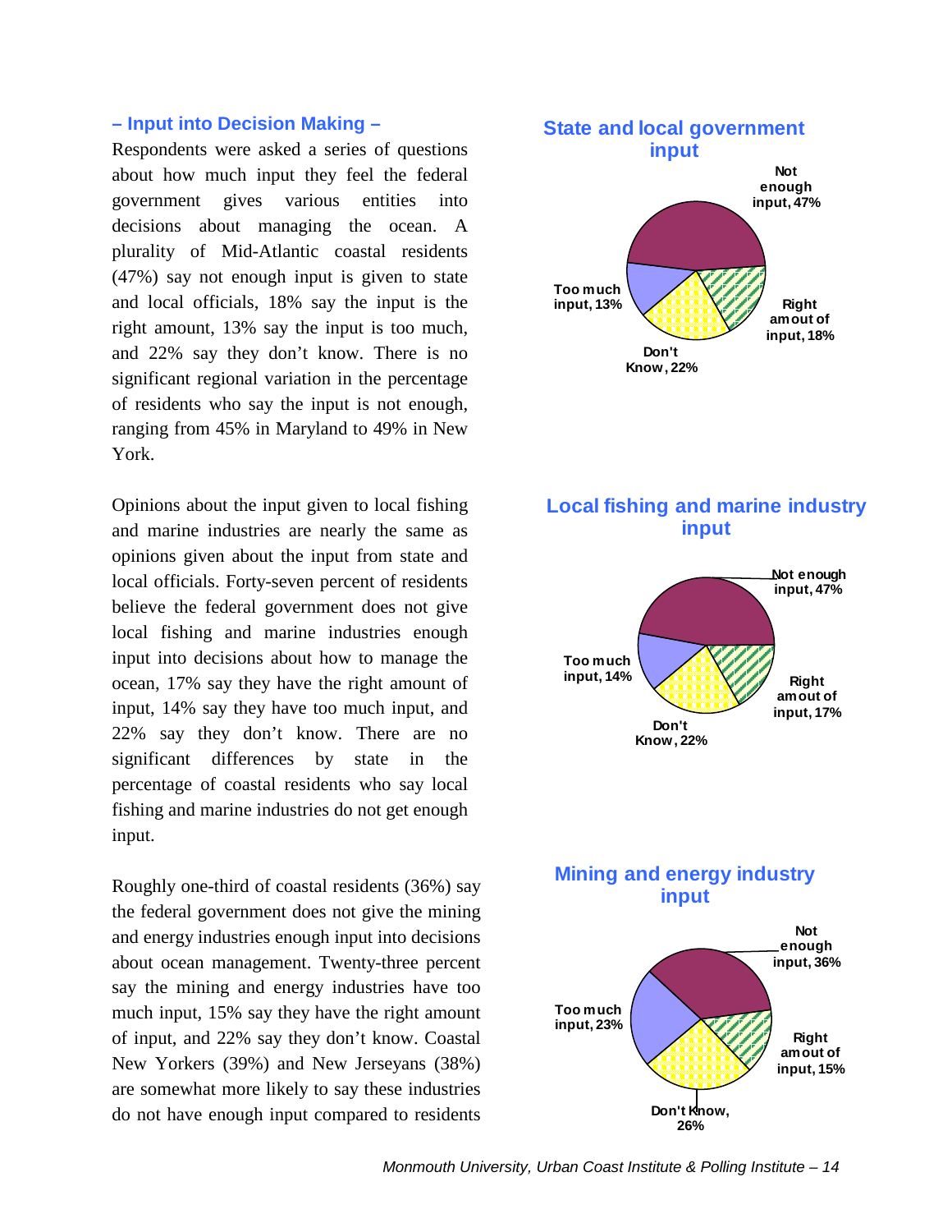### – Input into Decision Making –

Respondents were asked a series of questions about how much input they feel the federal government gives various entities into decisions about managing the ocean. A plurality of Mid-Atlantic coastal residents (47%) say not enough input is given to state and local officials, 18% say the input is the right amount, 13% say the input is too much, and 22% say they don't know. There is no significant regional variation in the percentage of residents who say the input is not enough, ranging from 45% in Maryland to 49% in New York.

Opinions about the input given to local fishing and marine industries are nearly the same as opinions given about the input from state and local officials. Forty-seven percent of residents believe the federal government does not give local fishing and marine industries enough input into decisions about how to manage the ocean, 17% say they have the right amount of input, 14% say they have too much input, and 22% say they don't know. There are no significant differences by state in the percentage of coastal residents who say local fishing and marine industries do not get enough input.

Roughly one-third of coastal residents (36%) say the federal government does not give the mining and energy industries enough input into decisions about ocean management. Twenty-three percent say the mining and energy industries have too much input, 15% say they have the right amount of input, and 22% say they don't know. Coastal New Yorkers (39%) and New Jerseyans (38%) are somewhat more likely to say these industries do not have enough input compared to residents

**State and local government input**

- Not enough input, 47%
- Right amout of input, 18%
- Don't Know, 22%
- Too much input, 13%

**Local fishing and marine industry input**

- Not enough input, 47%
- Right amout of input, 17%
- Don't Know, 22%
- Too much input, 14%

**Mining and energy industry input**

- Not enough input, 36%
- Right amout of input, 15%
- Don't Know, 26%
- Too much input, 23%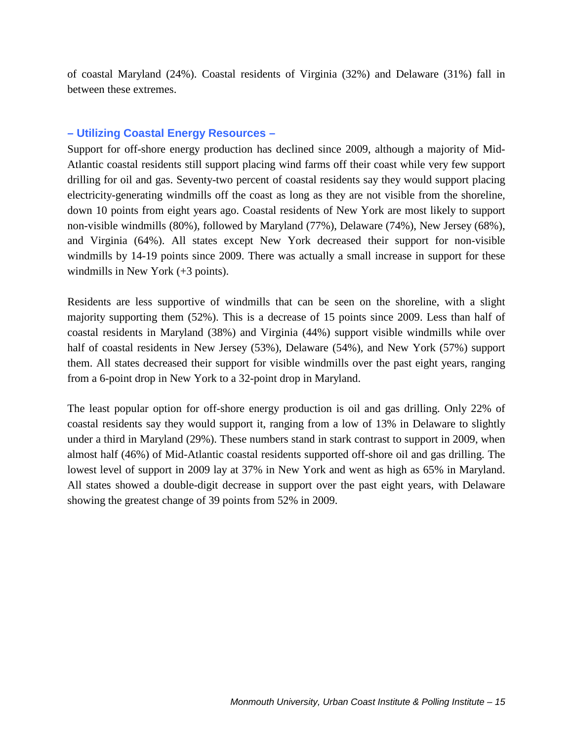of coastal Maryland (24%). Coastal residents of Virginia (32%) and Delaware (31%) fall in between these extremes.

### – Utilizing Coastal Energy Resources –

Support for off-shore energy production has declined since 2009, although a majority of Mid-Atlantic coastal residents still support placing wind farms off their coast while very few support drilling for oil and gas. Seventy-two percent of coastal residents say they would support placing electricity-generating windmills off the coast as long as they are not visible from the shoreline, down 10 points from eight years ago. Coastal residents of New York are most likely to support non-visible windmills (80%), followed by Maryland (77%), Delaware (74%), New Jersey (68%), and Virginia (64%). All states except New York decreased their support for non-visible windmills by 14-19 points since 2009. There was actually a small increase in support for these windmills in New York (+3 points).

Residents are less supportive of windmills that can be seen on the shoreline, with a slight majority supporting them (52%). This is a decrease of 15 points since 2009. Less than half of coastal residents in Maryland (38%) and Virginia (44%) support visible windmills while over half of coastal residents in New Jersey (53%), Delaware (54%), and New York (57%) support them. All states decreased their support for visible windmills over the past eight years, ranging from a 6-point drop in New York to a 32-point drop in Maryland.

The least popular option for off-shore energy production is oil and gas drilling. Only 22% of coastal residents say they would support it, ranging from a low of 13% in Delaware to slightly under a third in Maryland (29%). These numbers stand in stark contrast to support in 2009, when almost half (46%) of Mid-Atlantic coastal residents supported off-shore oil and gas drilling. The lowest level of support in 2009 lay at 37% in New York and went as high as 65% in Maryland. All states showed a double-digit decrease in support over the past eight years, with Delaware showing the greatest change of 39 points from 52% in 2009.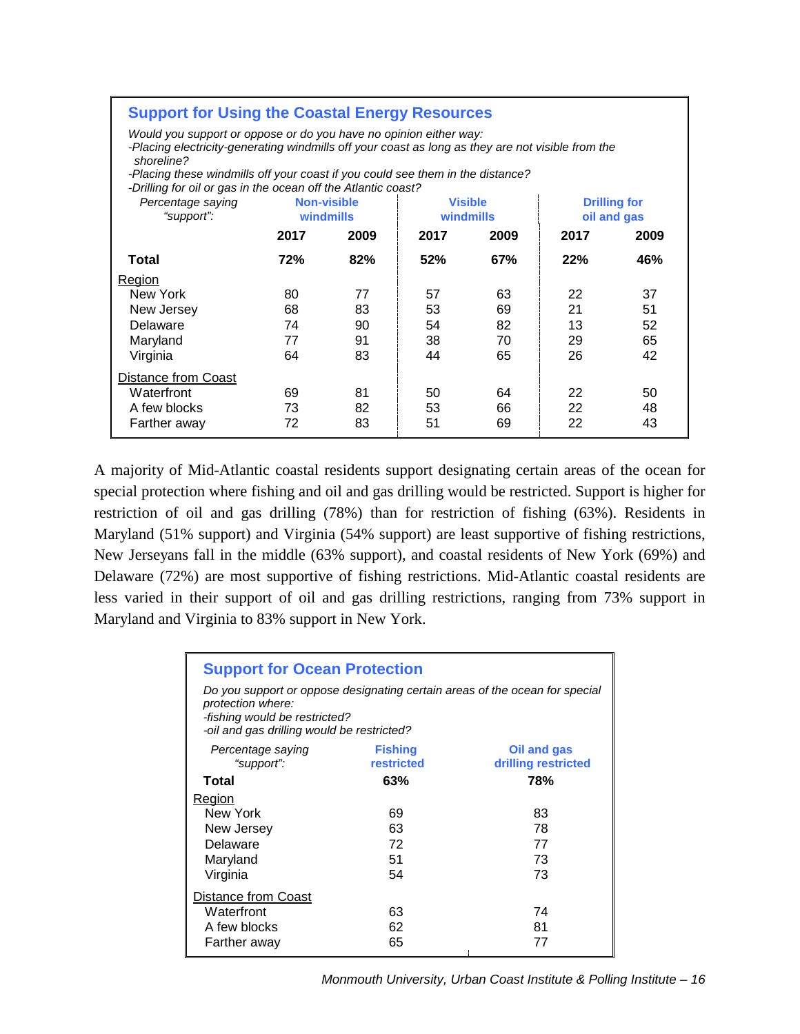### Support for Using the Coastal Energy Resources

*Would you support or oppose or do you have no opinion either way:*
*-Placing electricity-generating windmills off your coast as long as they are not visible from the shoreline?*
*-Placing these windmills off your coast if you could see them in the distance?*
*-Drilling for oil or gas in the ocean off the Atlantic coast?*

| *Percentage saying "support":* | Non-visible windmills | | Visible windmills | | Drilling for oil and gas | |
|---|---|---|---|---|---|---|
| | **2017** | **2009** | **2017** | **2009** | **2017** | **2009** |
| **Total** | **72%** | **82%** | **52%** | **67%** | **22%** | **46%** |
| Region | | | | | | |
| New York | 80 | 77 | 57 | 63 | 22 | 37 |
| New Jersey | 68 | 83 | 53 | 69 | 21 | 51 |
| Delaware | 74 | 90 | 54 | 82 | 13 | 52 |
| Maryland | 77 | 91 | 38 | 70 | 29 | 65 |
| Virginia | 64 | 83 | 44 | 65 | 26 | 42 |
| Distance from Coast | | | | | | |
| Waterfront | 69 | 81 | 50 | 64 | 22 | 50 |
| A few blocks | 73 | 82 | 53 | 66 | 22 | 48 |
| Farther away | 72 | 83 | 51 | 69 | 22 | 43 |

A majority of Mid-Atlantic coastal residents support designating certain areas of the ocean for special protection where fishing and oil and gas drilling would be restricted. Support is higher for restriction of oil and gas drilling (78%) than for restriction of fishing (63%). Residents in Maryland (51% support) and Virginia (54% support) are least supportive of fishing restrictions, New Jerseyans fall in the middle (63% support), and coastal residents of New York (69%) and Delaware (72%) are most supportive of fishing restrictions. Mid-Atlantic coastal residents are less varied in their support of oil and gas drilling restrictions, ranging from 73% support in Maryland and Virginia to 83% support in New York.

### Support for Ocean Protection

*Do you support or oppose designating certain areas of the ocean for special protection where:*
*-fishing would be restricted?*
*-oil and gas drilling would be restricted?*

| *Percentage saying "support":* | Fishing restricted | Oil and gas drilling restricted |
|---|---|---|
| **Total** | **63%** | **78%** |
| Region | | |
| New York | 69 | 83 |
| New Jersey | 63 | 78 |
| Delaware | 72 | 77 |
| Maryland | 51 | 73 |
| Virginia | 54 | 73 |
| Distance from Coast | | |
| Waterfront | 63 | 74 |
| A few blocks | 62 | 81 |
| Farther away | 65 | 77 |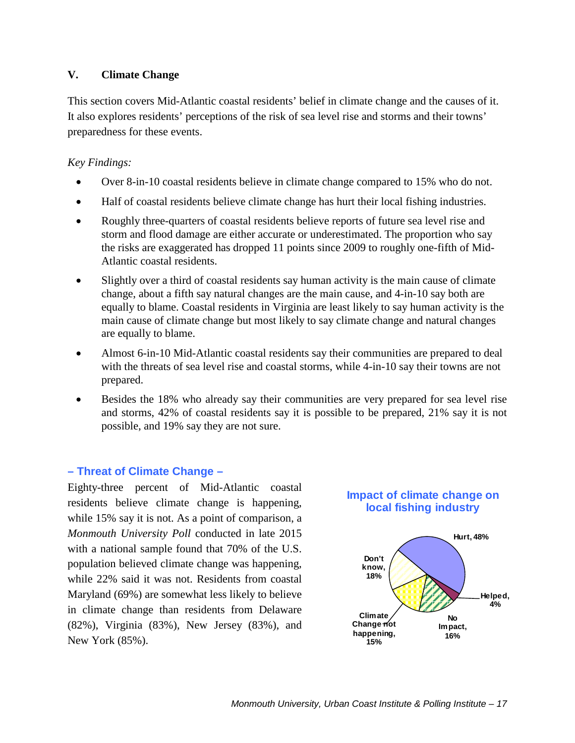## V. Climate Change

This section covers Mid-Atlantic coastal residents' belief in climate change and the causes of it. It also explores residents' perceptions of the risk of sea level rise and storms and their towns' preparedness for these events.

*Key Findings:*

- Over 8-in-10 coastal residents believe in climate change compared to 15% who do not.
- Half of coastal residents believe climate change has hurt their local fishing industries.
- Roughly three-quarters of coastal residents believe reports of future sea level rise and storm and flood damage are either accurate or underestimated. The proportion who say the risks are exaggerated has dropped 11 points since 2009 to roughly one-fifth of Mid-Atlantic coastal residents.
- Slightly over a third of coastal residents say human activity is the main cause of climate change, about a fifth say natural changes are the main cause, and 4-in-10 say both are equally to blame. Coastal residents in Virginia are least likely to say human activity is the main cause of climate change but most likely to say climate change and natural changes are equally to blame.
- Almost 6-in-10 Mid-Atlantic coastal residents say their communities are prepared to deal with the threats of sea level rise and coastal storms, while 4-in-10 say their towns are not prepared.
- Besides the 18% who already say their communities are very prepared for sea level rise and storms, 42% of coastal residents say it is possible to be prepared, 21% say it is not possible, and 19% say they are not sure.

### – Threat of Climate Change –

Eighty-three percent of Mid-Atlantic coastal residents believe climate change is happening, while 15% say it is not. As a point of comparison, a *Monmouth University Poll* conducted in late 2015 with a national sample found that 70% of the U.S. population believed climate change was happening, while 22% said it was not. Residents from coastal Maryland (69%) are somewhat less likely to believe in climate change than residents from Delaware (82%), Virginia (83%), New Jersey (83%), and New York (85%).

**Impact of climate change on local fishing industry**

| Response | Percent |
|---|---|
| Hurt | 48% |
| Helped | 4% |
| No Impact | 16% |
| Climate Change not happening | 15% |
| Don't know | 18% |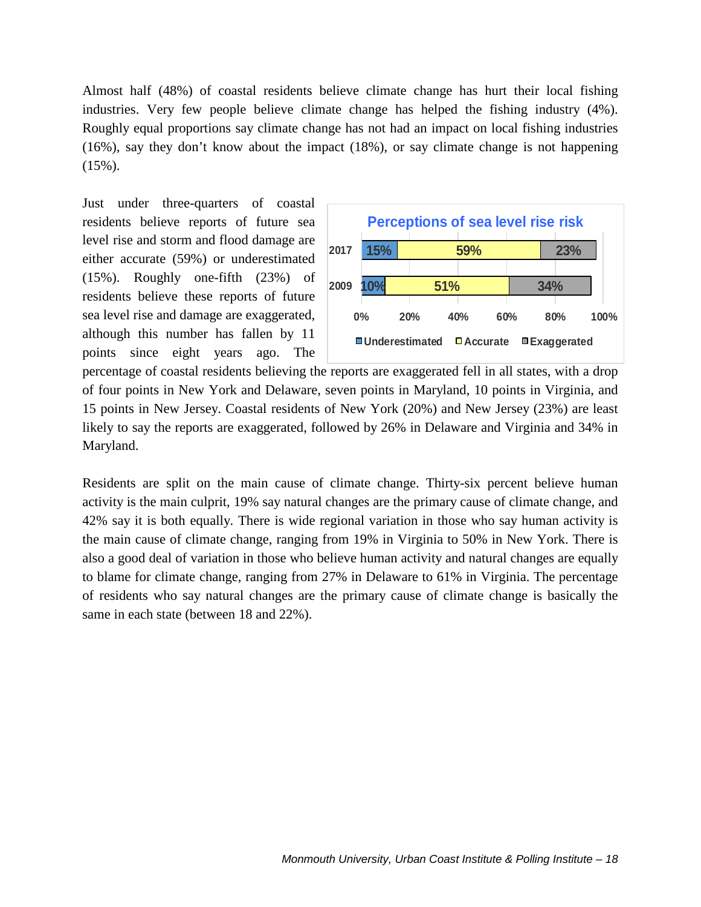Almost half (48%) of coastal residents believe climate change has hurt their local fishing industries. Very few people believe climate change has helped the fishing industry (4%). Roughly equal proportions say climate change has not had an impact on local fishing industries (16%), say they don't know about the impact (18%), or say climate change is not happening (15%).

Just under three-quarters of coastal residents believe reports of future sea level rise and storm and flood damage are either accurate (59%) or underestimated (15%). Roughly one-fifth (23%) of residents believe these reports of future sea level rise and damage are exaggerated, although this number has fallen by 11 points since eight years ago. The percentage of coastal residents believing the reports are exaggerated fell in all states, with a drop of four points in New York and Delaware, seven points in Maryland, 10 points in Virginia, and 15 points in New Jersey. Coastal residents of New York (20%) and New Jersey (23%) are least likely to say the reports are exaggerated, followed by 26% in Delaware and Virginia and 34% in Maryland.

**Perceptions of sea level rise risk**

| | Underestimated | Accurate | Exaggerated |
|---|---|---|---|
| 2017 | 15% | 59% | 23% |
| 2009 | 10% | 51% | 34% |

Residents are split on the main cause of climate change. Thirty-six percent believe human activity is the main culprit, 19% say natural changes are the primary cause of climate change, and 42% say it is both equally. There is wide regional variation in those who say human activity is the main cause of climate change, ranging from 19% in Virginia to 50% in New York. There is also a good deal of variation in those who believe human activity and natural changes are equally to blame for climate change, ranging from 27% in Delaware to 61% in Virginia. The percentage of residents who say natural changes are the primary cause of climate change is basically the same in each state (between 18 and 22%).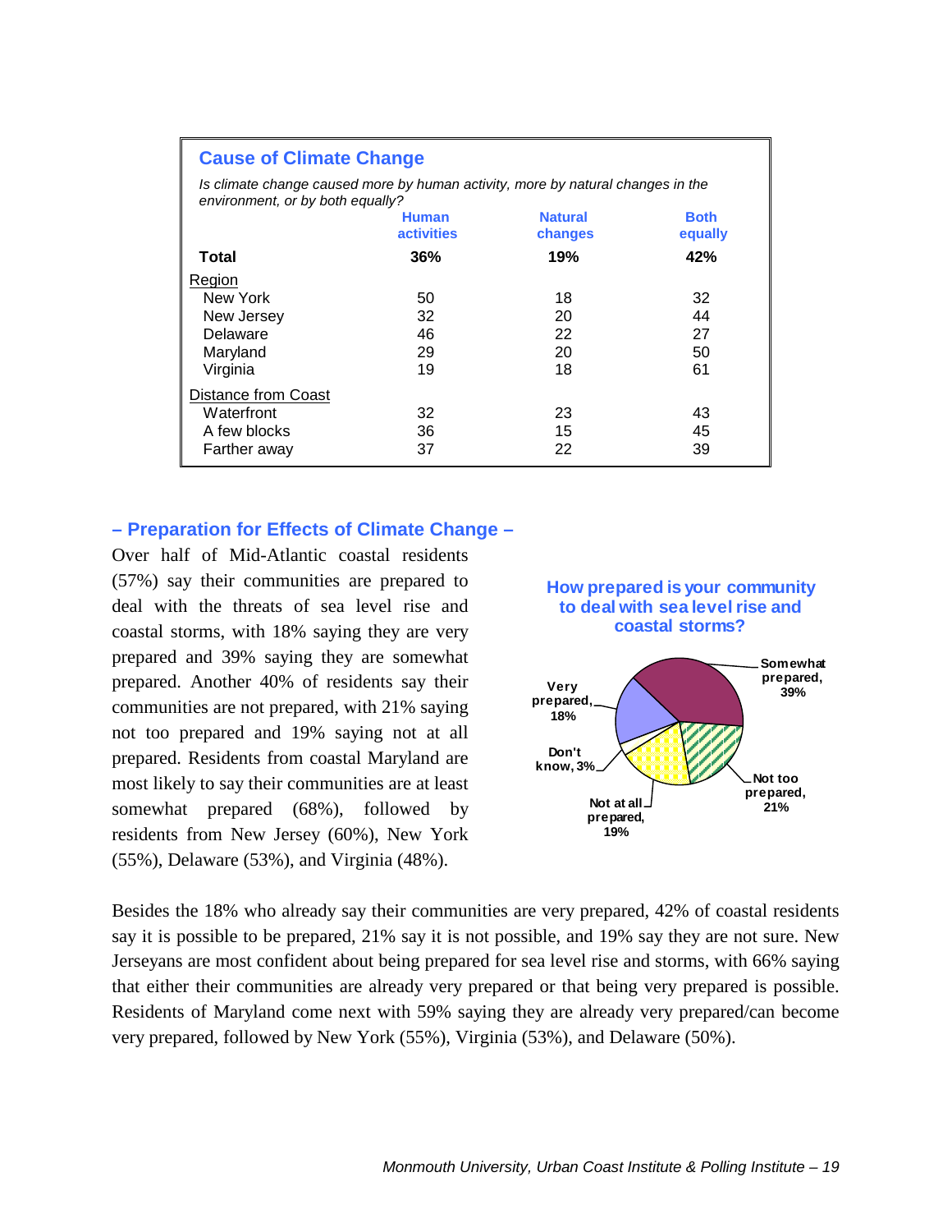## Cause of Climate Change

*Is climate change caused more by human activity, more by natural changes in the environment, or by both equally?*

| | Human activities | Natural changes | Both equally |
|---|---|---|---|
| **Total** | **36%** | **19%** | **42%** |
| Region | | | |
| New York | 50 | 18 | 32 |
| New Jersey | 32 | 20 | 44 |
| Delaware | 46 | 22 | 27 |
| Maryland | 29 | 20 | 50 |
| Virginia | 19 | 18 | 61 |
| Distance from Coast | | | |
| Waterfront | 32 | 23 | 43 |
| A few blocks | 36 | 15 | 45 |
| Farther away | 37 | 22 | 39 |

## – Preparation for Effects of Climate Change –

Over half of Mid-Atlantic coastal residents (57%) say their communities are prepared to deal with the threats of sea level rise and coastal storms, with 18% saying they are very prepared and 39% saying they are somewhat prepared. Another 40% of residents say their communities are not prepared, with 21% saying not too prepared and 19% saying not at all prepared. Residents from coastal Maryland are most likely to say their communities are at least somewhat prepared (68%), followed by residents from New Jersey (60%), New York (55%), Delaware (53%), and Virginia (48%).

**How prepared is your community to deal with sea level rise and coastal storms?**

| Response | Percent |
|---|---|
| Very prepared | 18% |
| Somewhat prepared | 39% |
| Not too prepared | 21% |
| Not at all prepared | 19% |
| Don't know | 3% |

Besides the 18% who already say their communities are very prepared, 42% of coastal residents say it is possible to be prepared, 21% say it is not possible, and 19% say they are not sure. New Jerseyans are most confident about being prepared for sea level rise and storms, with 66% saying that either their communities are already very prepared or that being very prepared is possible. Residents of Maryland come next with 59% saying they are already very prepared/can become very prepared, followed by New York (55%), Virginia (53%), and Delaware (50%).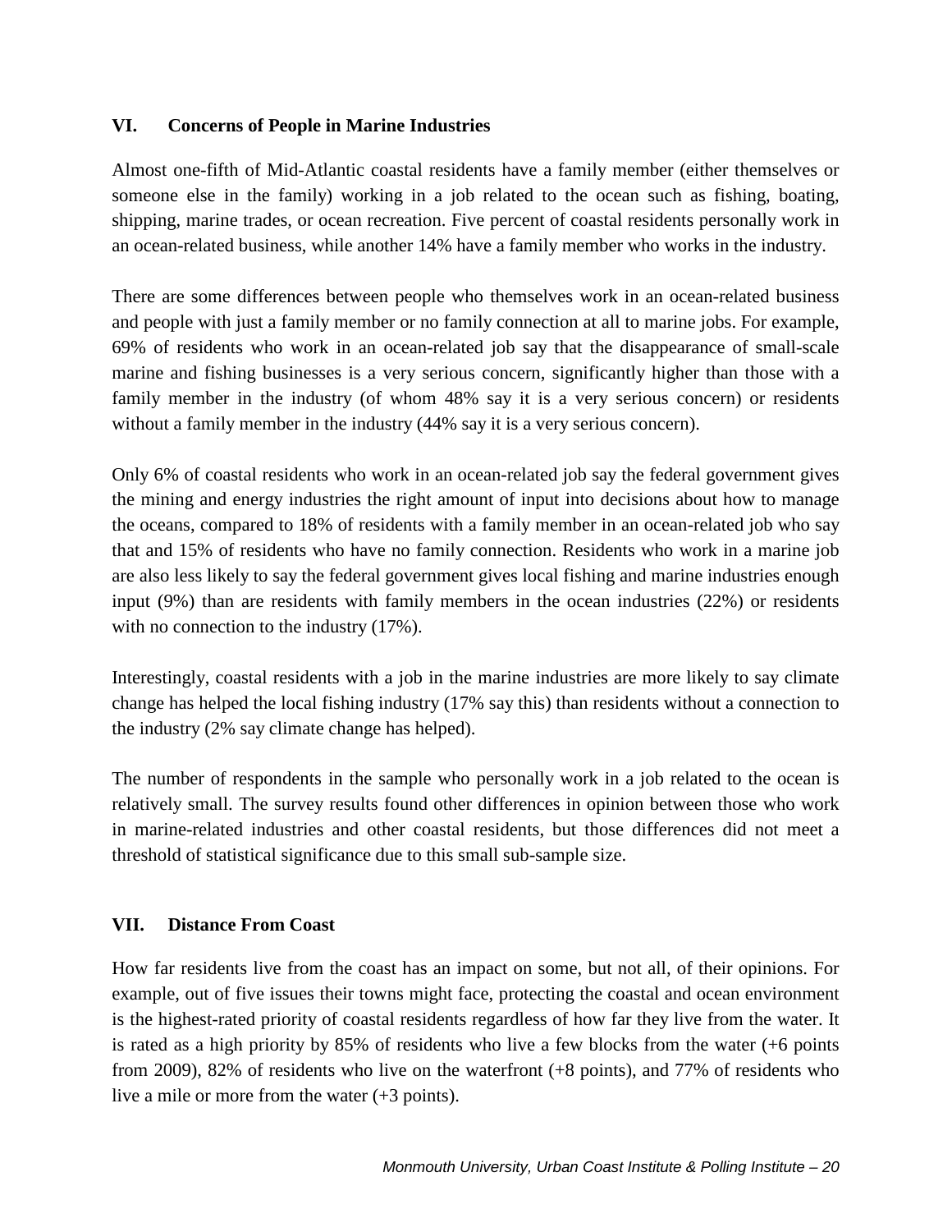## VI. Concerns of People in Marine Industries

Almost one-fifth of Mid-Atlantic coastal residents have a family member (either themselves or someone else in the family) working in a job related to the ocean such as fishing, boating, shipping, marine trades, or ocean recreation. Five percent of coastal residents personally work in an ocean-related business, while another 14% have a family member who works in the industry.

There are some differences between people who themselves work in an ocean-related business and people with just a family member or no family connection at all to marine jobs. For example, 69% of residents who work in an ocean-related job say that the disappearance of small-scale marine and fishing businesses is a very serious concern, significantly higher than those with a family member in the industry (of whom 48% say it is a very serious concern) or residents without a family member in the industry (44% say it is a very serious concern).

Only 6% of coastal residents who work in an ocean-related job say the federal government gives the mining and energy industries the right amount of input into decisions about how to manage the oceans, compared to 18% of residents with a family member in an ocean-related job who say that and 15% of residents who have no family connection. Residents who work in a marine job are also less likely to say the federal government gives local fishing and marine industries enough input (9%) than are residents with family members in the ocean industries (22%) or residents with no connection to the industry (17%).

Interestingly, coastal residents with a job in the marine industries are more likely to say climate change has helped the local fishing industry (17% say this) than residents without a connection to the industry (2% say climate change has helped).

The number of respondents in the sample who personally work in a job related to the ocean is relatively small. The survey results found other differences in opinion between those who work in marine-related industries and other coastal residents, but those differences did not meet a threshold of statistical significance due to this small sub-sample size.

## VII. Distance From Coast

How far residents live from the coast has an impact on some, but not all, of their opinions. For example, out of five issues their towns might face, protecting the coastal and ocean environment is the highest-rated priority of coastal residents regardless of how far they live from the water. It is rated as a high priority by 85% of residents who live a few blocks from the water (+6 points from 2009), 82% of residents who live on the waterfront (+8 points), and 77% of residents who live a mile or more from the water (+3 points).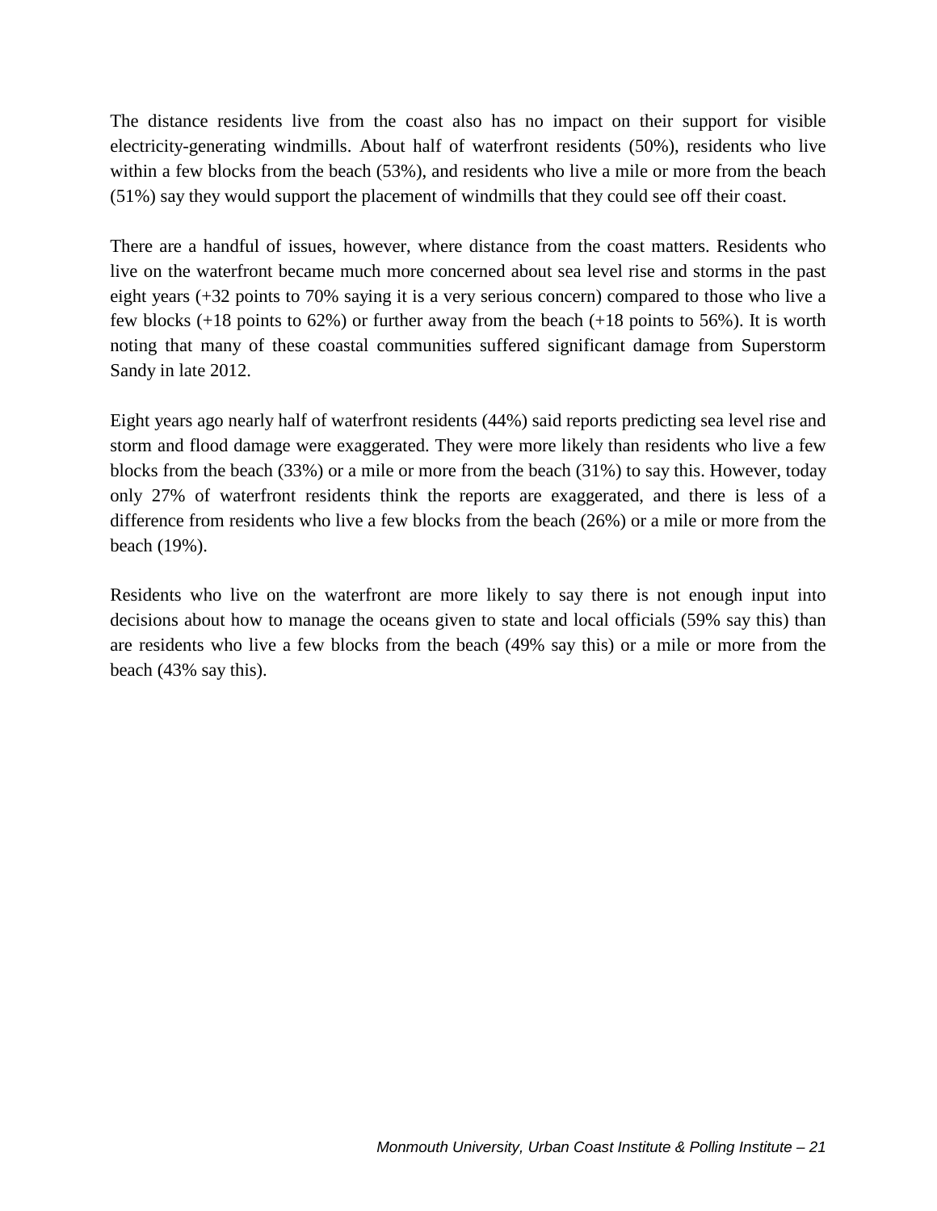The distance residents live from the coast also has no impact on their support for visible electricity-generating windmills. About half of waterfront residents (50%), residents who live within a few blocks from the beach (53%), and residents who live a mile or more from the beach (51%) say they would support the placement of windmills that they could see off their coast.

There are a handful of issues, however, where distance from the coast matters. Residents who live on the waterfront became much more concerned about sea level rise and storms in the past eight years (+32 points to 70% saying it is a very serious concern) compared to those who live a few blocks (+18 points to 62%) or further away from the beach (+18 points to 56%). It is worth noting that many of these coastal communities suffered significant damage from Superstorm Sandy in late 2012.

Eight years ago nearly half of waterfront residents (44%) said reports predicting sea level rise and storm and flood damage were exaggerated. They were more likely than residents who live a few blocks from the beach (33%) or a mile or more from the beach (31%) to say this. However, today only 27% of waterfront residents think the reports are exaggerated, and there is less of a difference from residents who live a few blocks from the beach (26%) or a mile or more from the beach (19%).

Residents who live on the waterfront are more likely to say there is not enough input into decisions about how to manage the oceans given to state and local officials (59% say this) than are residents who live a few blocks from the beach (49% say this) or a mile or more from the beach (43% say this).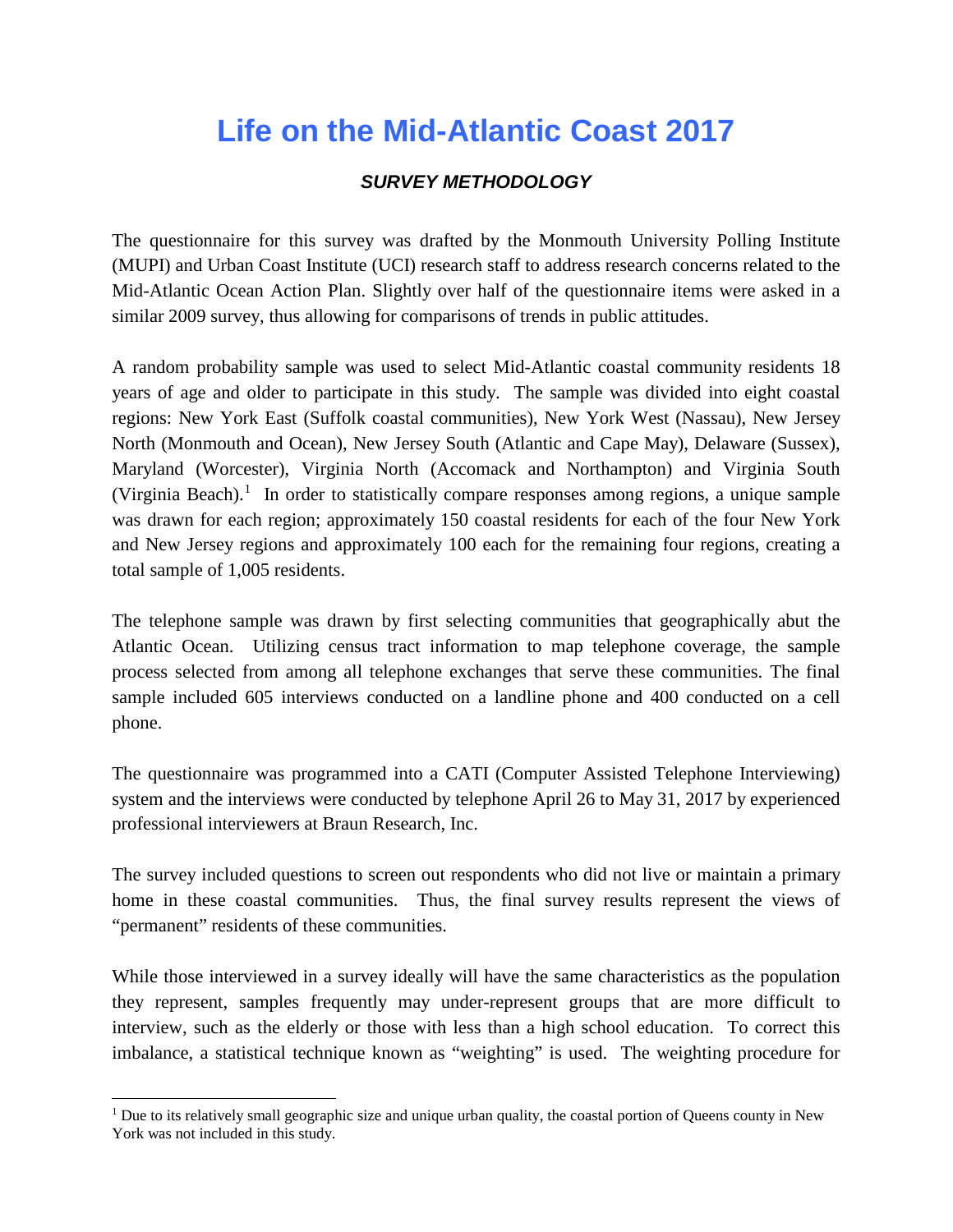# Life on the Mid-Atlantic Coast 2017

### *SURVEY METHODOLOGY*

The questionnaire for this survey was drafted by the Monmouth University Polling Institute (MUPI) and Urban Coast Institute (UCI) research staff to address research concerns related to the Mid-Atlantic Ocean Action Plan. Slightly over half of the questionnaire items were asked in a similar 2009 survey, thus allowing for comparisons of trends in public attitudes.

A random probability sample was used to select Mid-Atlantic coastal community residents 18 years of age and older to participate in this study. The sample was divided into eight coastal regions: New York East (Suffolk coastal communities), New York West (Nassau), New Jersey North (Monmouth and Ocean), New Jersey South (Atlantic and Cape May), Delaware (Sussex), Maryland (Worcester), Virginia North (Accomack and Northampton) and Virginia South (Virginia Beach).[1] In order to statistically compare responses among regions, a unique sample was drawn for each region; approximately 150 coastal residents for each of the four New York and New Jersey regions and approximately 100 each for the remaining four regions, creating a total sample of 1,005 residents.

The telephone sample was drawn by first selecting communities that geographically abut the Atlantic Ocean. Utilizing census tract information to map telephone coverage, the sample process selected from among all telephone exchanges that serve these communities. The final sample included 605 interviews conducted on a landline phone and 400 conducted on a cell phone.

The questionnaire was programmed into a CATI (Computer Assisted Telephone Interviewing) system and the interviews were conducted by telephone April 26 to May 31, 2017 by experienced professional interviewers at Braun Research, Inc.

The survey included questions to screen out respondents who did not live or maintain a primary home in these coastal communities. Thus, the final survey results represent the views of "permanent" residents of these communities.

While those interviewed in a survey ideally will have the same characteristics as the population they represent, samples frequently may under-represent groups that are more difficult to interview, such as the elderly or those with less than a high school education. To correct this imbalance, a statistical technique known as "weighting" is used. The weighting procedure for

[1] Due to its relatively small geographic size and unique urban quality, the coastal portion of Queens county in New York was not included in this study.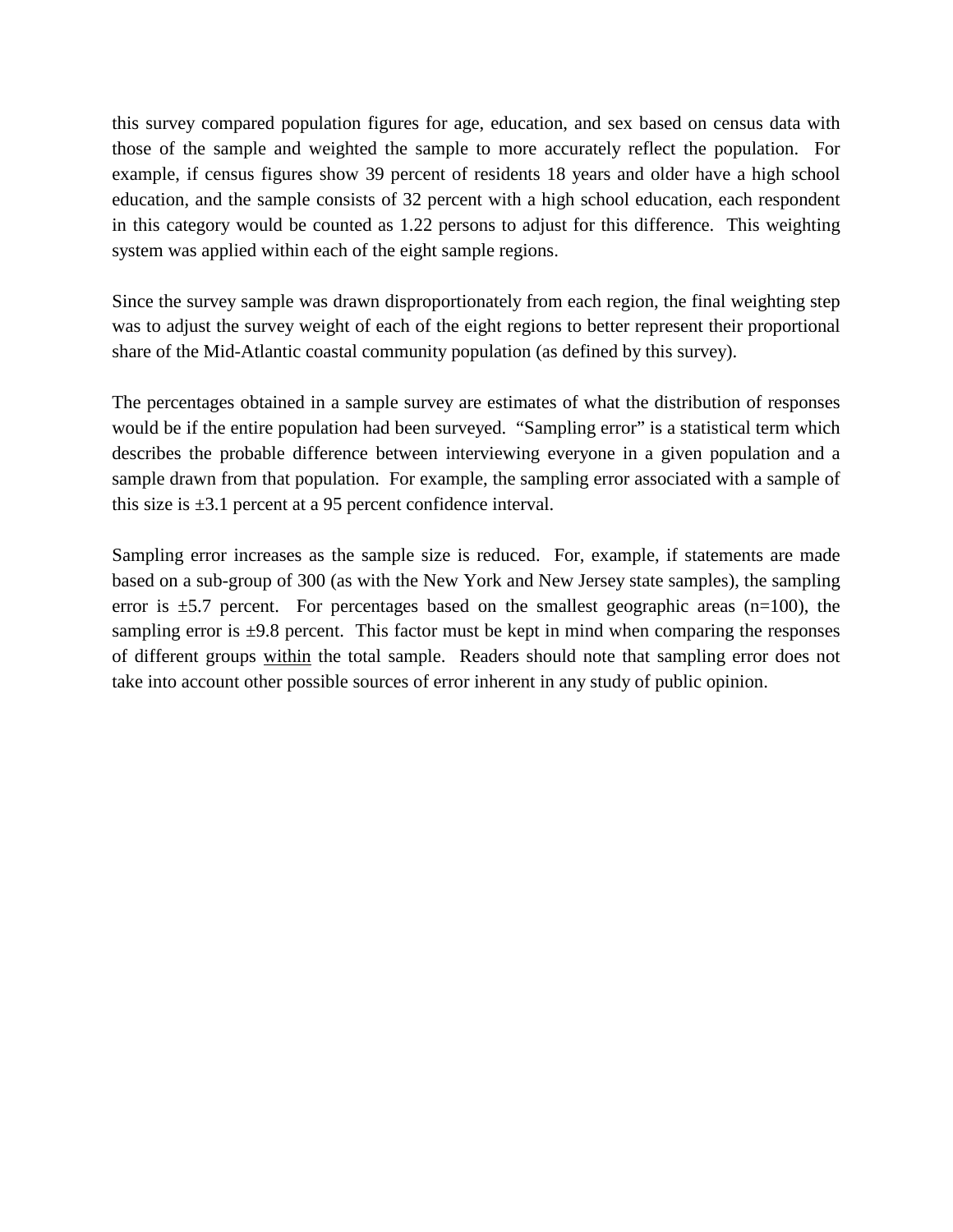this survey compared population figures for age, education, and sex based on census data with those of the sample and weighted the sample to more accurately reflect the population. For example, if census figures show 39 percent of residents 18 years and older have a high school education, and the sample consists of 32 percent with a high school education, each respondent in this category would be counted as 1.22 persons to adjust for this difference. This weighting system was applied within each of the eight sample regions.

Since the survey sample was drawn disproportionately from each region, the final weighting step was to adjust the survey weight of each of the eight regions to better represent their proportional share of the Mid-Atlantic coastal community population (as defined by this survey).

The percentages obtained in a sample survey are estimates of what the distribution of responses would be if the entire population had been surveyed. "Sampling error" is a statistical term which describes the probable difference between interviewing everyone in a given population and a sample drawn from that population. For example, the sampling error associated with a sample of this size is ±3.1 percent at a 95 percent confidence interval.

Sampling error increases as the sample size is reduced. For, example, if statements are made based on a sub-group of 300 (as with the New York and New Jersey state samples), the sampling error is ±5.7 percent. For percentages based on the smallest geographic areas (n=100), the sampling error is ±9.8 percent. This factor must be kept in mind when comparing the responses of different groups <u>within</u> the total sample. Readers should note that sampling error does not take into account other possible sources of error inherent in any study of public opinion.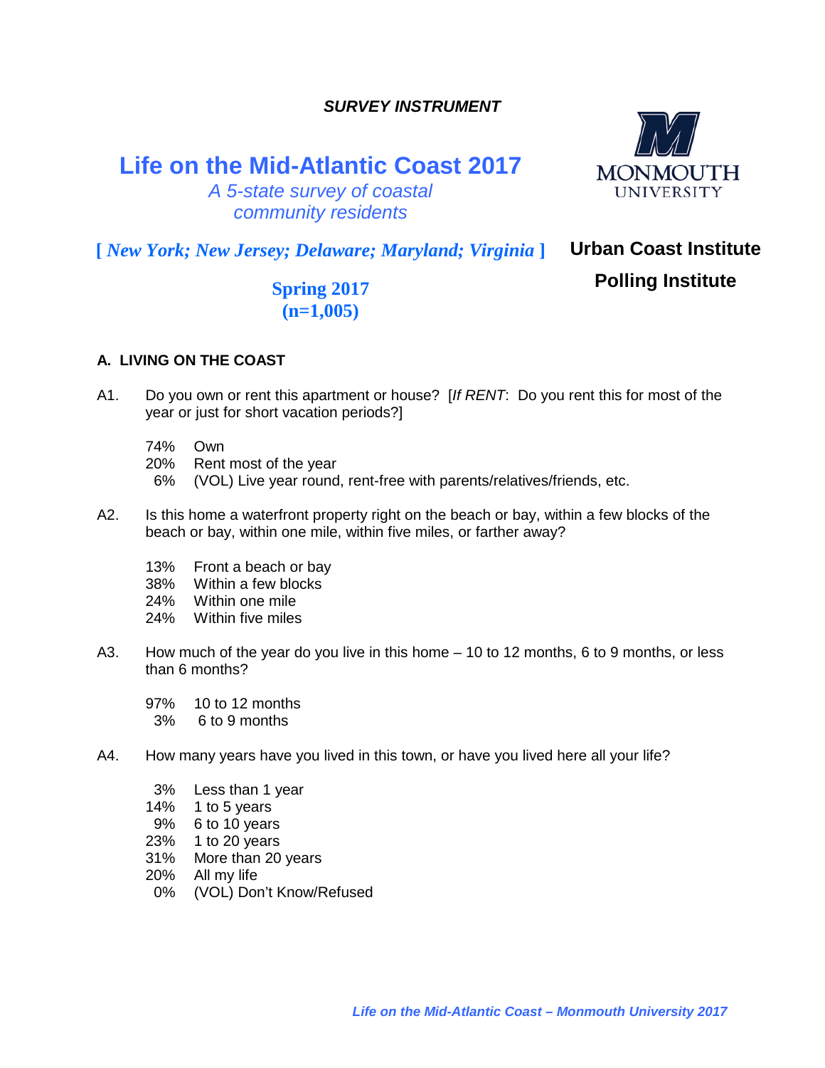*SURVEY INSTRUMENT*

# Life on the Mid-Atlantic Coast 2017

*A 5-state survey of coastal community residents*

**MONMOUTH UNIVERSITY**

[ *New York; New Jersey; Delaware; Maryland; Virginia* ]

**Urban Coast Institute**

**Polling Institute**

**Spring 2017**
**(n=1,005)**

## A. LIVING ON THE COAST

A1. Do you own or rent this apartment or house? [*If RENT*: Do you rent this for most of the year or just for short vacation periods?]

- 74% Own
- 20% Rent most of the year
- 6% (VOL) Live year round, rent-free with parents/relatives/friends, etc.

A2. Is this home a waterfront property right on the beach or bay, within a few blocks of the beach or bay, within one mile, within five miles, or farther away?

- 13% Front a beach or bay
- 38% Within a few blocks
- 24% Within one mile
- 24% Within five miles

A3. How much of the year do you live in this home – 10 to 12 months, 6 to 9 months, or less than 6 months?

- 97% 10 to 12 months
- 3% 6 to 9 months

A4. How many years have you lived in this town, or have you lived here all your life?

- 3% Less than 1 year
- 14% 1 to 5 years
- 9% 6 to 10 years
- 23% 1 to 20 years
- 31% More than 20 years
- 20% All my life
- 0% (VOL) Don't Know/Refused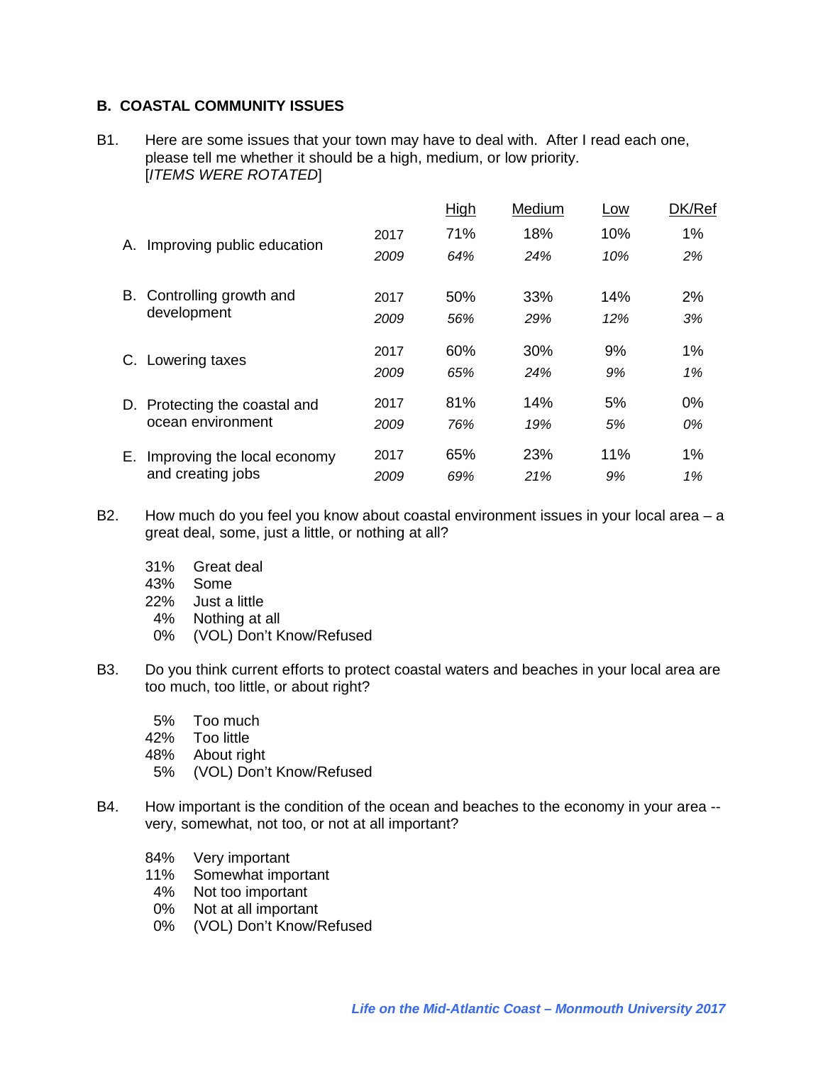## B. COASTAL COMMUNITY ISSUES

B1. Here are some issues that your town may have to deal with. After I read each one, please tell me whether it should be a high, medium, or low priority.
[*ITEMS WERE ROTATED*]

| | | High | Medium | Low | DK/Ref |
|---|---|---|---|---|---|
| A. Improving public education | 2017 | 71% | 18% | 10% | 1% |
| | *2009* | *64%* | *24%* | *10%* | *2%* |
| B. Controlling growth and development | 2017 | 50% | 33% | 14% | 2% |
| | *2009* | *56%* | *29%* | *12%* | *3%* |
| C. Lowering taxes | 2017 | 60% | 30% | 9% | 1% |
| | *2009* | *65%* | *24%* | *9%* | *1%* |
| D. Protecting the coastal and ocean environment | 2017 | 81% | 14% | 5% | 0% |
| | *2009* | *76%* | *19%* | *5%* | *0%* |
| E. Improving the local economy and creating jobs | 2017 | 65% | 23% | 11% | 1% |
| | *2009* | *69%* | *21%* | *9%* | *1%* |

B2. How much do you feel you know about coastal environment issues in your local area – a great deal, some, just a little, or nothing at all?

- 31% Great deal
- 43% Some
- 22% Just a little
- 4% Nothing at all
- 0% (VOL) Don't Know/Refused

B3. Do you think current efforts to protect coastal waters and beaches in your local area are too much, too little, or about right?

- 5% Too much
- 42% Too little
- 48% About right
- 5% (VOL) Don't Know/Refused

B4. How important is the condition of the ocean and beaches to the economy in your area -- very, somewhat, not too, or not at all important?

- 84% Very important
- 11% Somewhat important
- 4% Not too important
- 0% Not at all important
- 0% (VOL) Don't Know/Refused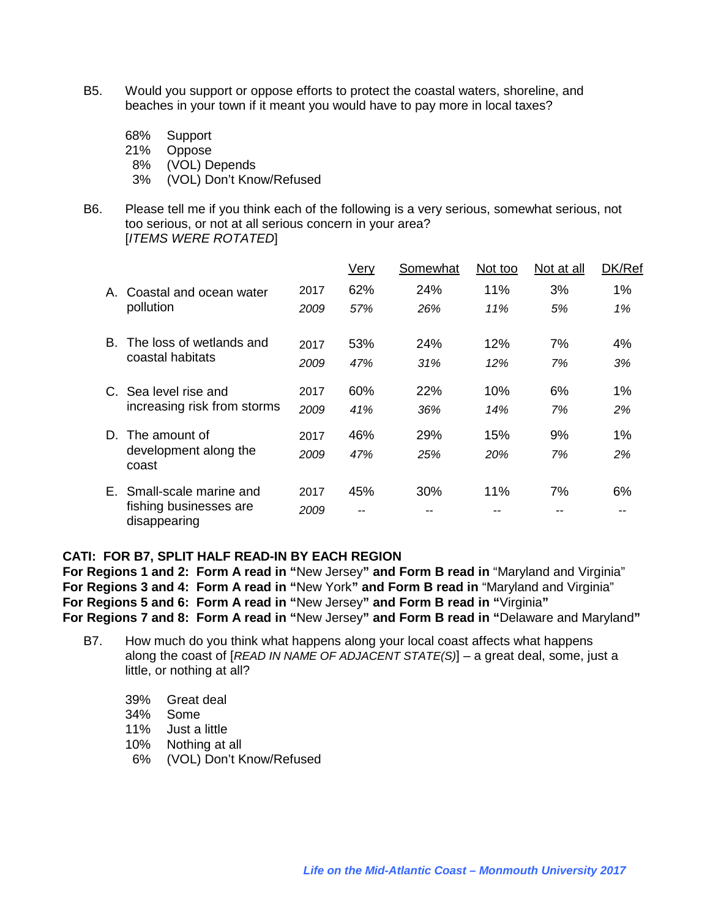B5. Would you support or oppose efforts to protect the coastal waters, shoreline, and beaches in your town if it meant you would have to pay more in local taxes?

- 68% Support
- 21% Oppose
- 8% (VOL) Depends
- 3% (VOL) Don't Know/Refused

B6. Please tell me if you think each of the following is a very serious, somewhat serious, not too serious, or not at all serious concern in your area?
[*ITEMS WERE ROTATED*]

| | | Very | Somewhat | Not too | Not at all | DK/Ref |
|---|---|---|---|---|---|---|
| A. Coastal and ocean water pollution | 2017 | 62% | 24% | 11% | 3% | 1% |
| | *2009* | *57%* | *26%* | *11%* | *5%* | *1%* |
| B. The loss of wetlands and coastal habitats | 2017 | 53% | 24% | 12% | 7% | 4% |
| | *2009* | *47%* | *31%* | *12%* | *7%* | *3%* |
| C. Sea level rise and increasing risk from storms | 2017 | 60% | 22% | 10% | 6% | 1% |
| | *2009* | *41%* | *36%* | *14%* | *7%* | *2%* |
| D. The amount of development along the coast | 2017 | 46% | 29% | 15% | 9% | 1% |
| | *2009* | *47%* | *25%* | *20%* | *7%* | *2%* |
| E. Small-scale marine and fishing businesses are disappearing | 2017 | 45% | 30% | 11% | 7% | 6% |
| | *2009* | -- | -- | -- | -- | -- |

**CATI: FOR B7, SPLIT HALF READ-IN BY EACH REGION**
**For Regions 1 and 2: Form A read in "**New Jersey**" and Form B read in** "Maryland and Virginia"
**For Regions 3 and 4: Form A read in "**New York**" and Form B read in** "Maryland and Virginia"
**For Regions 5 and 6: Form A read in "**New Jersey**" and Form B read in "**Virginia**"**
**For Regions 7 and 8: Form A read in "**New Jersey**" and Form B read in "**Delaware and Maryland**"**

B7. How much do you think what happens along your local coast affects what happens along the coast of [*READ IN NAME OF ADJACENT STATE(S)*] – a great deal, some, just a little, or nothing at all?

- 39% Great deal
- 34% Some
- 11% Just a little
- 10% Nothing at all
- 6% (VOL) Don't Know/Refused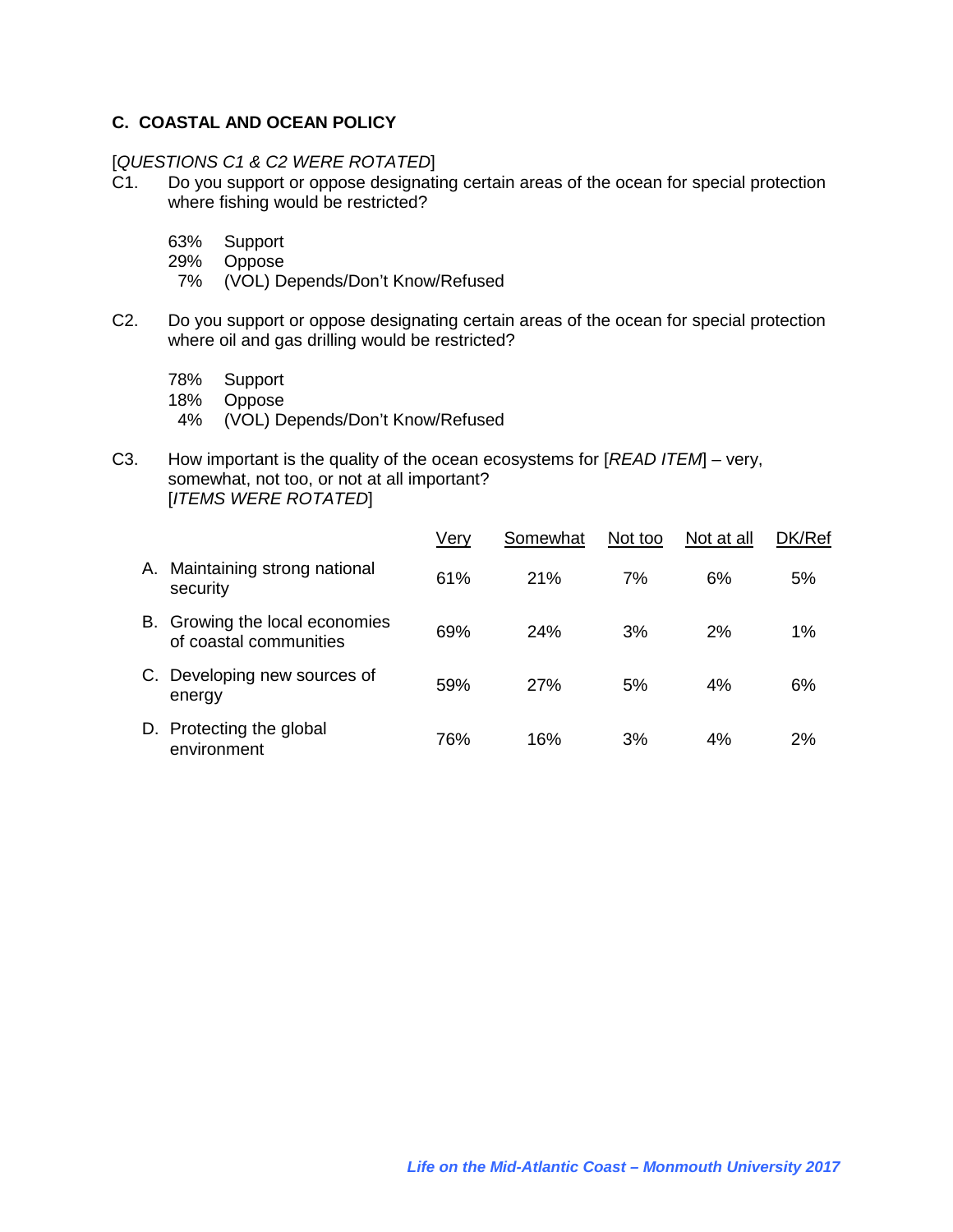### C. COASTAL AND OCEAN POLICY

[*QUESTIONS C1 & C2 WERE ROTATED*]

C1. Do you support or oppose designating certain areas of the ocean for special protection where fishing would be restricted?

- 63% Support
- 29% Oppose
- 7% (VOL) Depends/Don't Know/Refused

C2. Do you support or oppose designating certain areas of the ocean for special protection where oil and gas drilling would be restricted?

- 78% Support
- 18% Oppose
- 4% (VOL) Depends/Don't Know/Refused

C3. How important is the quality of the ocean ecosystems for [*READ ITEM*] – very, somewhat, not too, or not at all important?
[*ITEMS WERE ROTATED*]

| | Very | Somewhat | Not too | Not at all | DK/Ref |
|---|---|---|---|---|---|
| A. Maintaining strong national security | 61% | 21% | 7% | 6% | 5% |
| B. Growing the local economies of coastal communities | 69% | 24% | 3% | 2% | 1% |
| C. Developing new sources of energy | 59% | 27% | 5% | 4% | 6% |
| D. Protecting the global environment | 76% | 16% | 3% | 4% | 2% |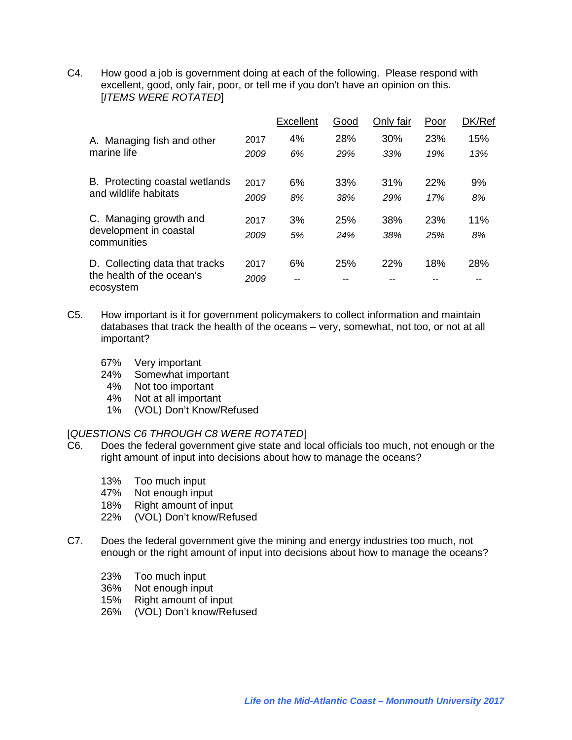C4. How good a job is government doing at each of the following. Please respond with excellent, good, only fair, poor, or tell me if you don't have an opinion on this. [*ITEMS WERE ROTATED*]

| | | Excellent | Good | Only fair | Poor | DK/Ref |
|---|---|---|---|---|---|---|
| A. Managing fish and other marine life | 2017 | 4% | 28% | 30% | 23% | 15% |
| | *2009* | *6%* | *29%* | *33%* | *19%* | *13%* |
| B. Protecting coastal wetlands and wildlife habitats | 2017 | 6% | 33% | 31% | 22% | 9% |
| | *2009* | *8%* | *38%* | *29%* | *17%* | *8%* |
| C. Managing growth and development in coastal communities | 2017 | 3% | 25% | 38% | 23% | 11% |
| | *2009* | *5%* | *24%* | *38%* | *25%* | *8%* |
| D. Collecting data that tracks the health of the ocean's ecosystem | 2017 | 6% | 25% | 22% | 18% | 28% |
| | *2009* | -- | -- | -- | -- | -- |

C5. How important is it for government policymakers to collect information and maintain databases that track the health of the oceans – very, somewhat, not too, or not at all important?

67% Very important
24% Somewhat important
4% Not too important
4% Not at all important
1% (VOL) Don't Know/Refused

[*QUESTIONS C6 THROUGH C8 WERE ROTATED*]

C6. Does the federal government give state and local officials too much, not enough or the right amount of input into decisions about how to manage the oceans?

13% Too much input
47% Not enough input
18% Right amount of input
22% (VOL) Don't know/Refused

C7. Does the federal government give the mining and energy industries too much, not enough or the right amount of input into decisions about how to manage the oceans?

23% Too much input
36% Not enough input
15% Right amount of input
26% (VOL) Don't know/Refused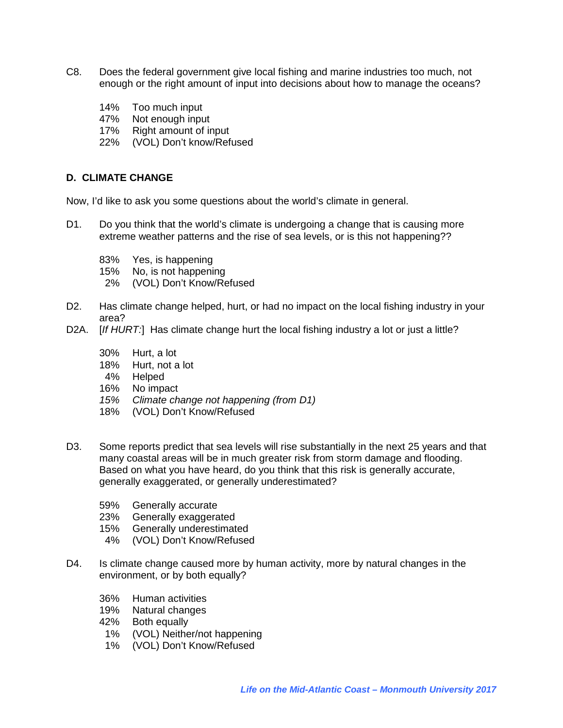C8. Does the federal government give local fishing and marine industries too much, not enough or the right amount of input into decisions about how to manage the oceans?

- 14% Too much input
- 47% Not enough input
- 17% Right amount of input
- 22% (VOL) Don't know/Refused

**D. CLIMATE CHANGE**

Now, I'd like to ask you some questions about the world's climate in general.

D1. Do you think that the world's climate is undergoing a change that is causing more extreme weather patterns and the rise of sea levels, or is this not happening??

- 83% Yes, is happening
- 15% No, is not happening
- 2% (VOL) Don't Know/Refused

D2. Has climate change helped, hurt, or had no impact on the local fishing industry in your area?

D2A. [*If HURT:*] Has climate change hurt the local fishing industry a lot or just a little?

- 30% Hurt, a lot
- 18% Hurt, not a lot
- 4% Helped
- 16% No impact
- *15% Climate change not happening (from D1)*
- 18% (VOL) Don't Know/Refused

D3. Some reports predict that sea levels will rise substantially in the next 25 years and that many coastal areas will be in much greater risk from storm damage and flooding. Based on what you have heard, do you think that this risk is generally accurate, generally exaggerated, or generally underestimated?

- 59% Generally accurate
- 23% Generally exaggerated
- 15% Generally underestimated
- 4% (VOL) Don't Know/Refused

D4. Is climate change caused more by human activity, more by natural changes in the environment, or by both equally?

- 36% Human activities
- 19% Natural changes
- 42% Both equally
- 1% (VOL) Neither/not happening
- 1% (VOL) Don't Know/Refused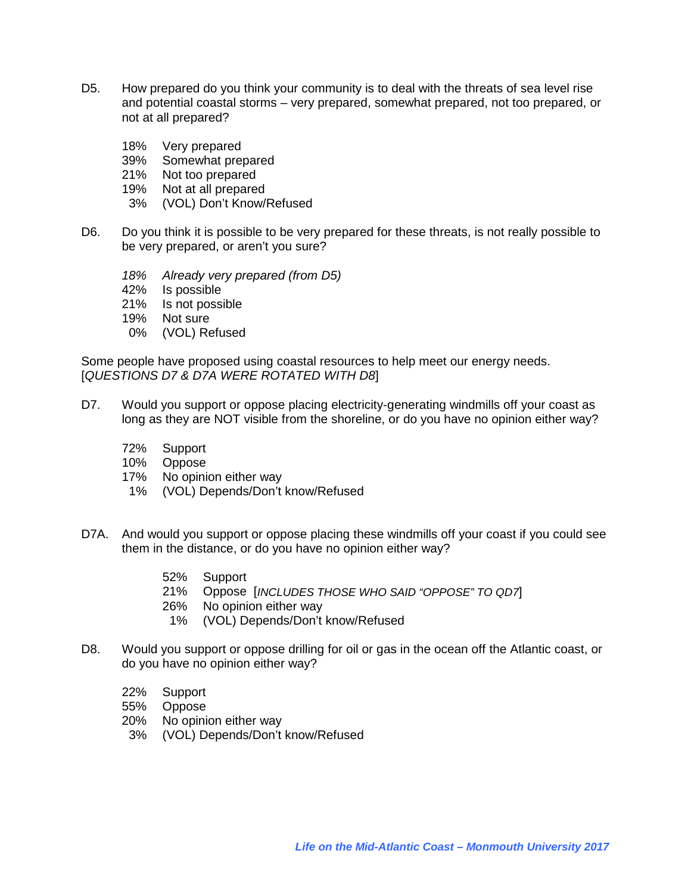D5. How prepared do you think your community is to deal with the threats of sea level rise and potential coastal storms – very prepared, somewhat prepared, not too prepared, or not at all prepared?

18% Very prepared
39% Somewhat prepared
21% Not too prepared
19% Not at all prepared
3% (VOL) Don't Know/Refused

D6. Do you think it is possible to be very prepared for these threats, is not really possible to be very prepared, or aren't you sure?

*18% Already very prepared (from D5)*
42% Is possible
21% Is not possible
19% Not sure
0% (VOL) Refused

Some people have proposed using coastal resources to help meet our energy needs. [*QUESTIONS D7 & D7A WERE ROTATED WITH D8*]

D7. Would you support or oppose placing electricity-generating windmills off your coast as long as they are NOT visible from the shoreline, or do you have no opinion either way?

72% Support
10% Oppose
17% No opinion either way
1% (VOL) Depends/Don't know/Refused

D7A. And would you support or oppose placing these windmills off your coast if you could see them in the distance, or do you have no opinion either way?

52% Support
21% Oppose [*INCLUDES THOSE WHO SAID "OPPOSE" TO QD7*]
26% No opinion either way
1% (VOL) Depends/Don't know/Refused

D8. Would you support or oppose drilling for oil or gas in the ocean off the Atlantic coast, or do you have no opinion either way?

22% Support
55% Oppose
20% No opinion either way
3% (VOL) Depends/Don't know/Refused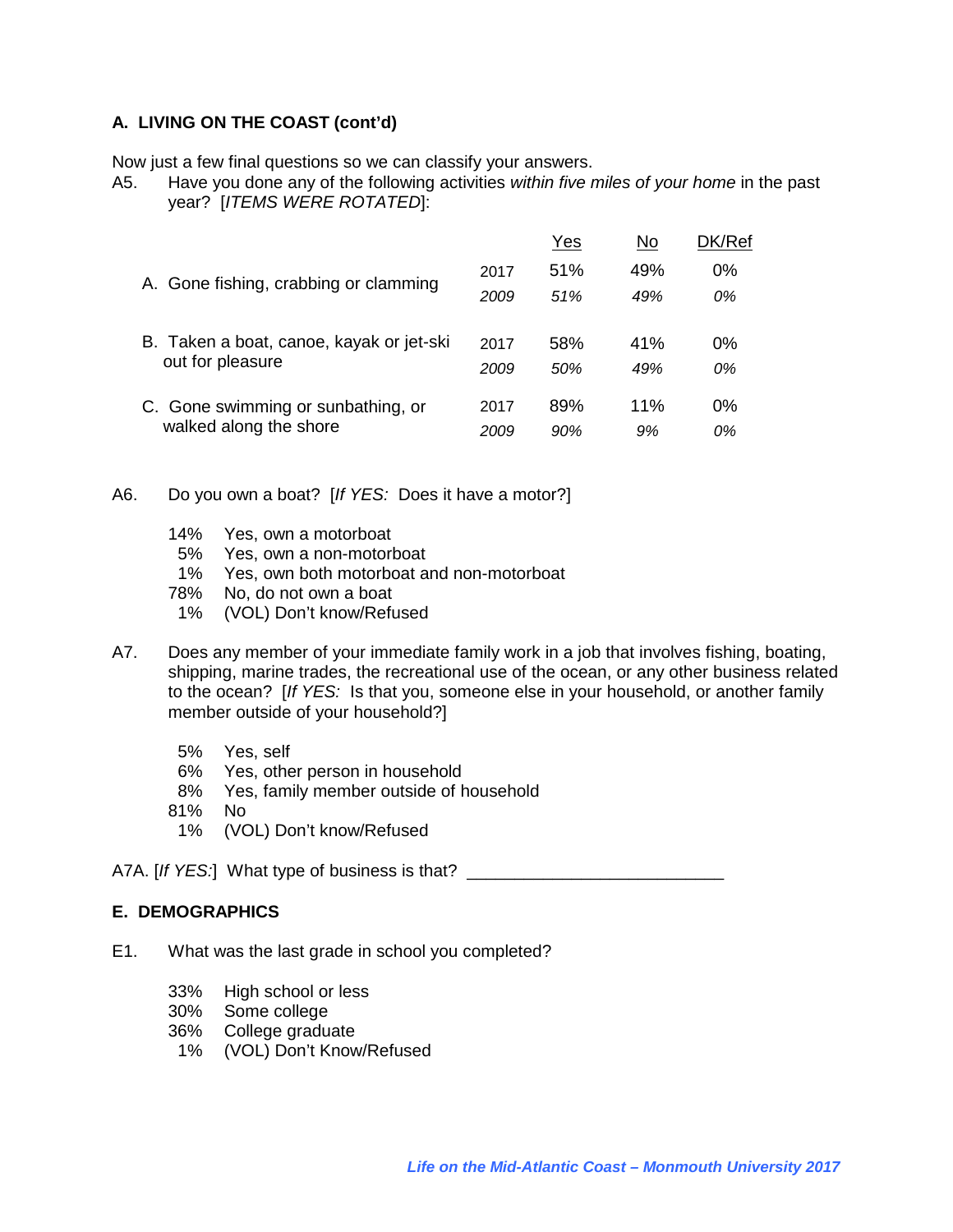### A. LIVING ON THE COAST (cont'd)

Now just a few final questions so we can classify your answers.

A5. Have you done any of the following activities *within five miles of your home* in the past year? [*ITEMS WERE ROTATED*]:

| | | Yes | No | DK/Ref |
|---|---|---|---|---|
| A. Gone fishing, crabbing or clamming | 2017 | 51% | 49% | 0% |
| | *2009* | *51%* | *49%* | *0%* |
| B. Taken a boat, canoe, kayak or jet-ski out for pleasure | 2017 | 58% | 41% | 0% |
| | *2009* | *50%* | *49%* | *0%* |
| C. Gone swimming or sunbathing, or walked along the shore | 2017 | 89% | 11% | 0% |
| | *2009* | *90%* | *9%* | *0%* |

A6. Do you own a boat? [*If YES:* Does it have a motor?]

14% Yes, own a motorboat
5% Yes, own a non-motorboat
1% Yes, own both motorboat and non-motorboat
78% No, do not own a boat
1% (VOL) Don't know/Refused

A7. Does any member of your immediate family work in a job that involves fishing, boating, shipping, marine trades, the recreational use of the ocean, or any other business related to the ocean? [*If YES:* Is that you, someone else in your household, or another family member outside of your household?]

5% Yes, self
6% Yes, other person in household
8% Yes, family member outside of household
81% No
1% (VOL) Don't know/Refused

A7A. [*If YES:*] What type of business is that? ___________________________

### E. DEMOGRAPHICS

E1. What was the last grade in school you completed?

33% High school or less
30% Some college
36% College graduate
1% (VOL) Don't Know/Refused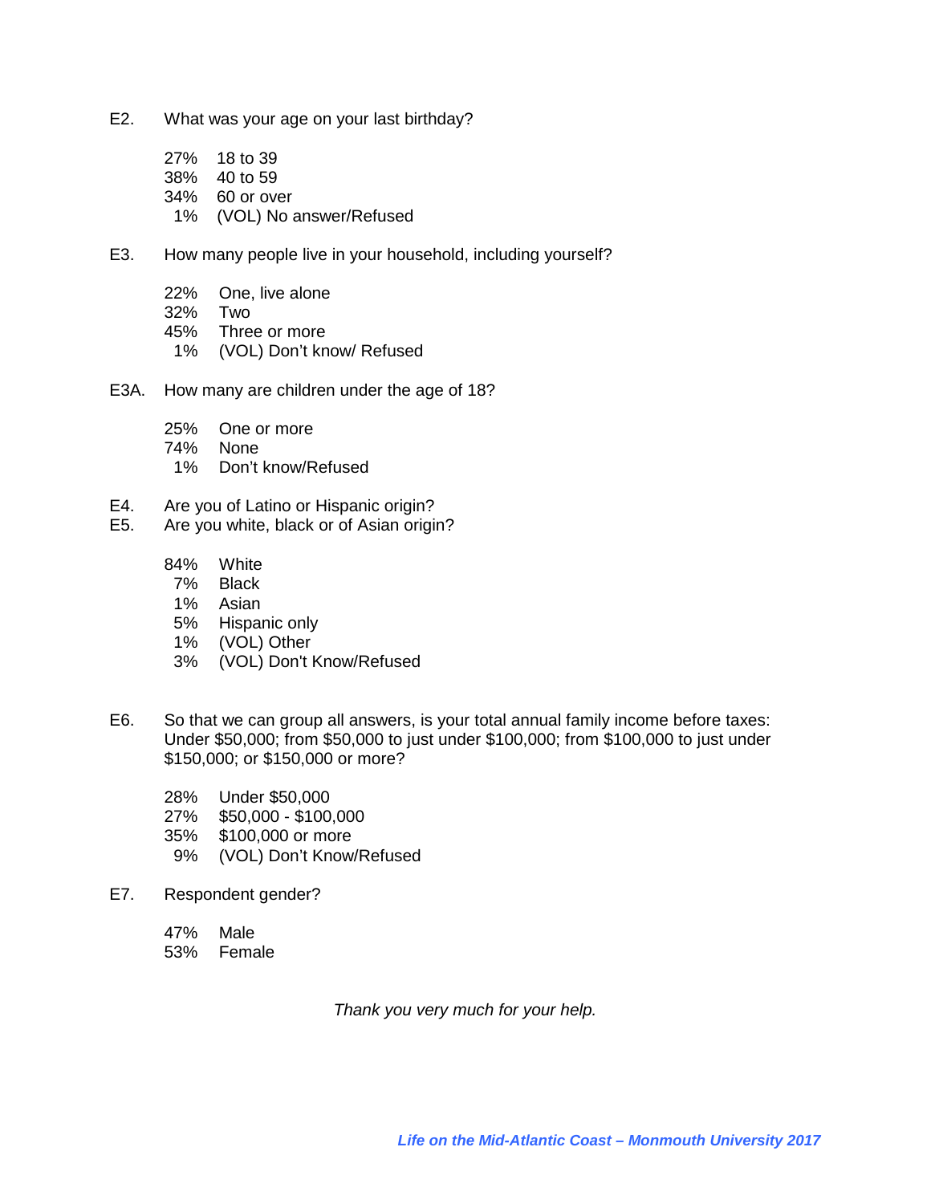E2. What was your age on your last birthday?

27% 18 to 39
38% 40 to 59
34% 60 or over
1% (VOL) No answer/Refused

E3. How many people live in your household, including yourself?

22% One, live alone
32% Two
45% Three or more
1% (VOL) Don't know/ Refused

E3A. How many are children under the age of 18?

25% One or more
74% None
1% Don't know/Refused

E4. Are you of Latino or Hispanic origin?
E5. Are you white, black or of Asian origin?

84% White
7% Black
1% Asian
5% Hispanic only
1% (VOL) Other
3% (VOL) Don't Know/Refused

E6. So that we can group all answers, is your total annual family income before taxes: Under $50,000; from $50,000 to just under $100,000; from $100,000 to just under $150,000; or $150,000 or more?

28% Under $50,000
27% $50,000 - $100,000
35% $100,000 or more
9% (VOL) Don't Know/Refused

E7. Respondent gender?

47% Male
53% Female

*Thank you very much for your help.*